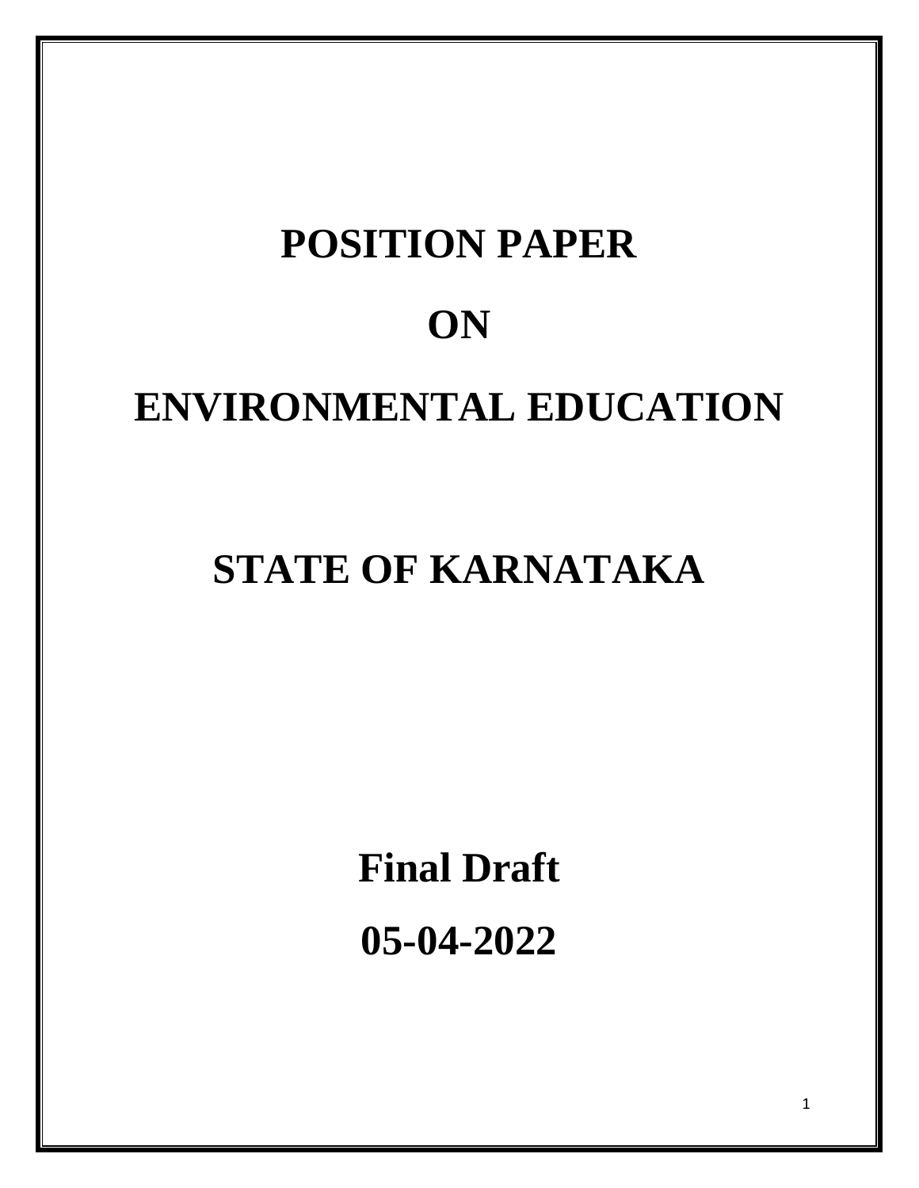# POSITION PAPER

# ON

# ENVIRONMENTAL EDUCATION

# STATE OF KARNATAKA

**Final Draft**

**05-04-2022**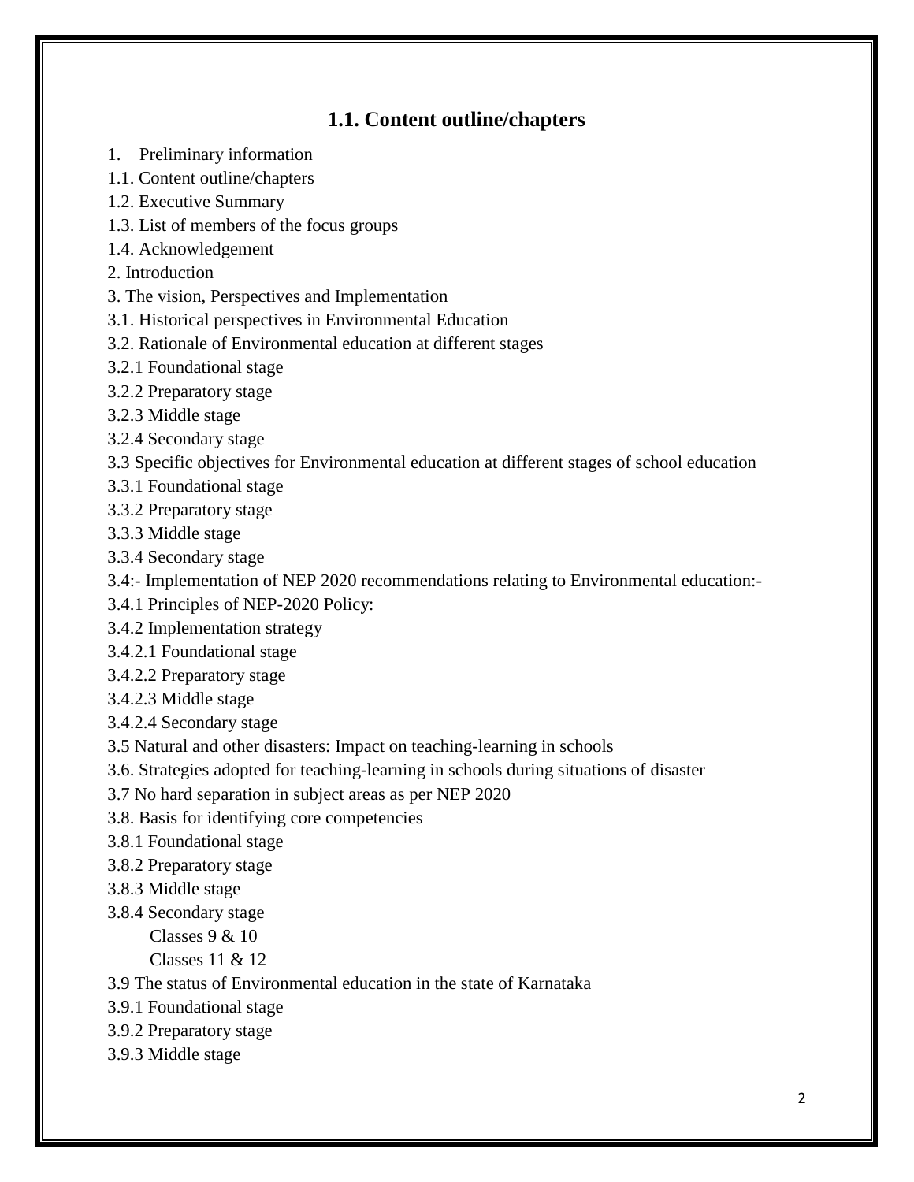## 1.1. Content outline/chapters

1. Preliminary information

1.1. Content outline/chapters

1.2. Executive Summary

1.3. List of members of the focus groups

1.4. Acknowledgement

2. Introduction

3. The vision, Perspectives and Implementation

3.1. Historical perspectives in Environmental Education

3.2. Rationale of Environmental education at different stages

3.2.1 Foundational stage

3.2.2 Preparatory stage

3.2.3 Middle stage

3.2.4 Secondary stage

3.3 Specific objectives for Environmental education at different stages of school education

3.3.1 Foundational stage

3.3.2 Preparatory stage

3.3.3 Middle stage

3.3.4 Secondary stage

3.4:- Implementation of NEP 2020 recommendations relating to Environmental education:-

3.4.1 Principles of NEP-2020 Policy:

3.4.2 Implementation strategy

3.4.2.1 Foundational stage

3.4.2.2 Preparatory stage

3.4.2.3 Middle stage

3.4.2.4 Secondary stage

3.5 Natural and other disasters: Impact on teaching-learning in schools

3.6. Strategies adopted for teaching-learning in schools during situations of disaster

3.7 No hard separation in subject areas as per NEP 2020

3.8. Basis for identifying core competencies

3.8.1 Foundational stage

3.8.2 Preparatory stage

3.8.3 Middle stage

3.8.4 Secondary stage

- Classes 9 & 10
- Classes 11 & 12

3.9 The status of Environmental education in the state of Karnataka

3.9.1 Foundational stage

3.9.2 Preparatory stage

3.9.3 Middle stage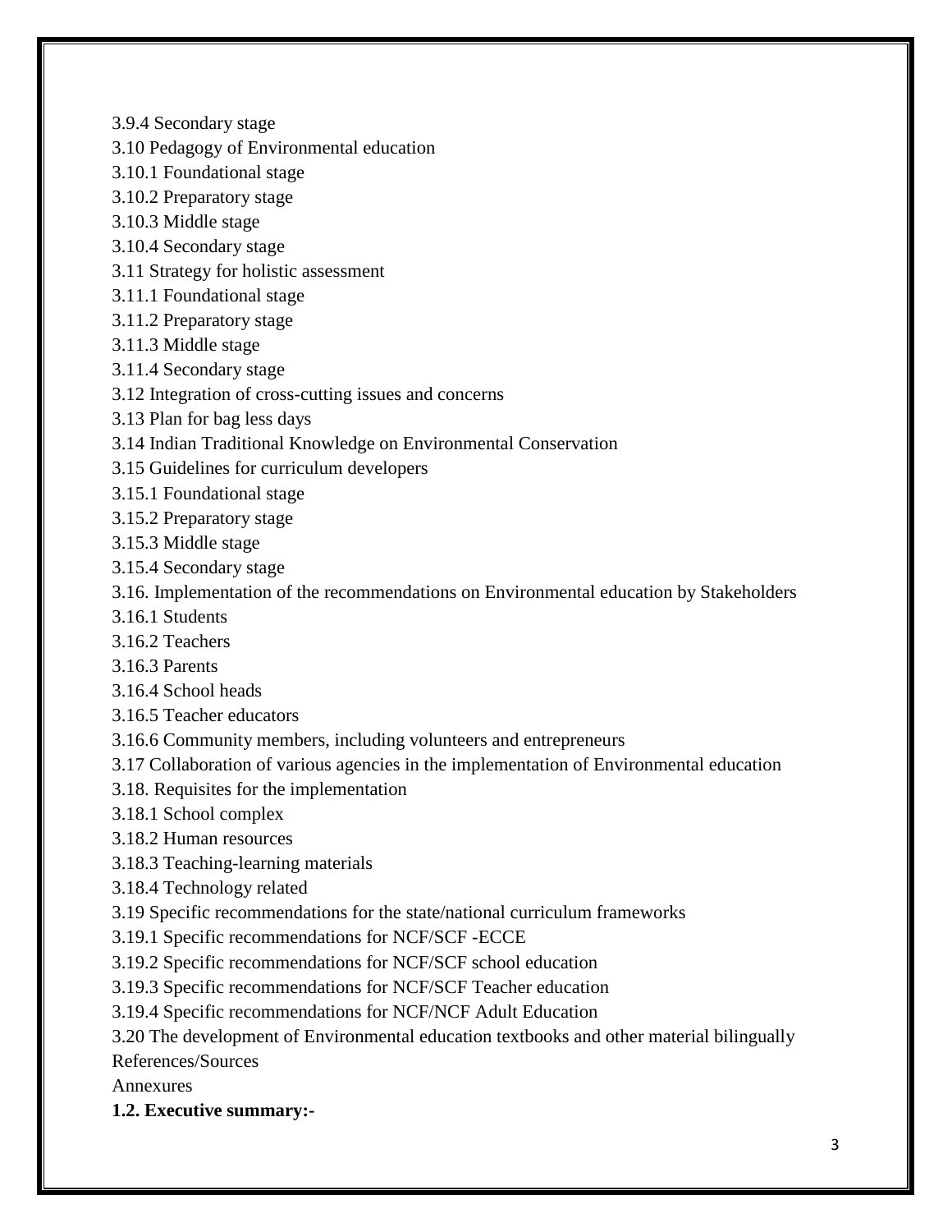3.9.4 Secondary stage

3.10 Pedagogy of Environmental education

3.10.1 Foundational stage

3.10.2 Preparatory stage

3.10.3 Middle stage

3.10.4 Secondary stage

3.11 Strategy for holistic assessment

3.11.1 Foundational stage

3.11.2 Preparatory stage

3.11.3 Middle stage

3.11.4 Secondary stage

3.12 Integration of cross-cutting issues and concerns

3.13 Plan for bag less days

3.14 Indian Traditional Knowledge on Environmental Conservation

3.15 Guidelines for curriculum developers

3.15.1 Foundational stage

3.15.2 Preparatory stage

3.15.3 Middle stage

3.15.4 Secondary stage

3.16. Implementation of the recommendations on Environmental education by Stakeholders

3.16.1 Students

3.16.2 Teachers

3.16.3 Parents

3.16.4 School heads

3.16.5 Teacher educators

3.16.6 Community members, including volunteers and entrepreneurs

3.17 Collaboration of various agencies in the implementation of Environmental education

3.18. Requisites for the implementation

3.18.1 School complex

3.18.2 Human resources

3.18.3 Teaching-learning materials

3.18.4 Technology related

3.19 Specific recommendations for the state/national curriculum frameworks

3.19.1 Specific recommendations for NCF/SCF -ECCE

3.19.2 Specific recommendations for NCF/SCF school education

3.19.3 Specific recommendations for NCF/SCF Teacher education

3.19.4 Specific recommendations for NCF/NCF Adult Education

3.20 The development of Environmental education textbooks and other material bilingually

References/Sources

Annexures

**1.2. Executive summary:-**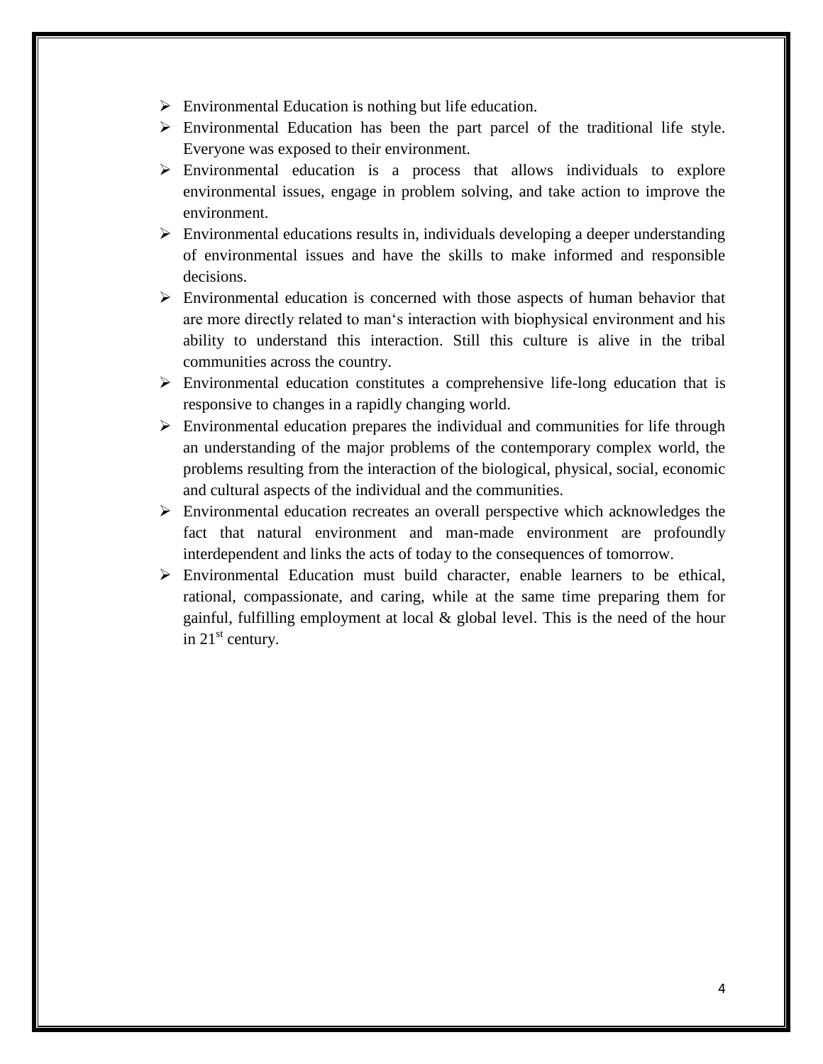- Environmental Education is nothing but life education.
- Environmental Education has been the part parcel of the traditional life style. Everyone was exposed to their environment.
- Environmental education is a process that allows individuals to explore environmental issues, engage in problem solving, and take action to improve the environment.
- Environmental educations results in, individuals developing a deeper understanding of environmental issues and have the skills to make informed and responsible decisions.
- Environmental education is concerned with those aspects of human behavior that are more directly related to man's interaction with biophysical environment and his ability to understand this interaction. Still this culture is alive in the tribal communities across the country.
- Environmental education constitutes a comprehensive life-long education that is responsive to changes in a rapidly changing world.
- Environmental education prepares the individual and communities for life through an understanding of the major problems of the contemporary complex world, the problems resulting from the interaction of the biological, physical, social, economic and cultural aspects of the individual and the communities.
- Environmental education recreates an overall perspective which acknowledges the fact that natural environment and man-made environment are profoundly interdependent and links the acts of today to the consequences of tomorrow.
- Environmental Education must build character, enable learners to be ethical, rational, compassionate, and caring, while at the same time preparing them for gainful, fulfilling employment at local & global level. This is the need of the hour in 21st century.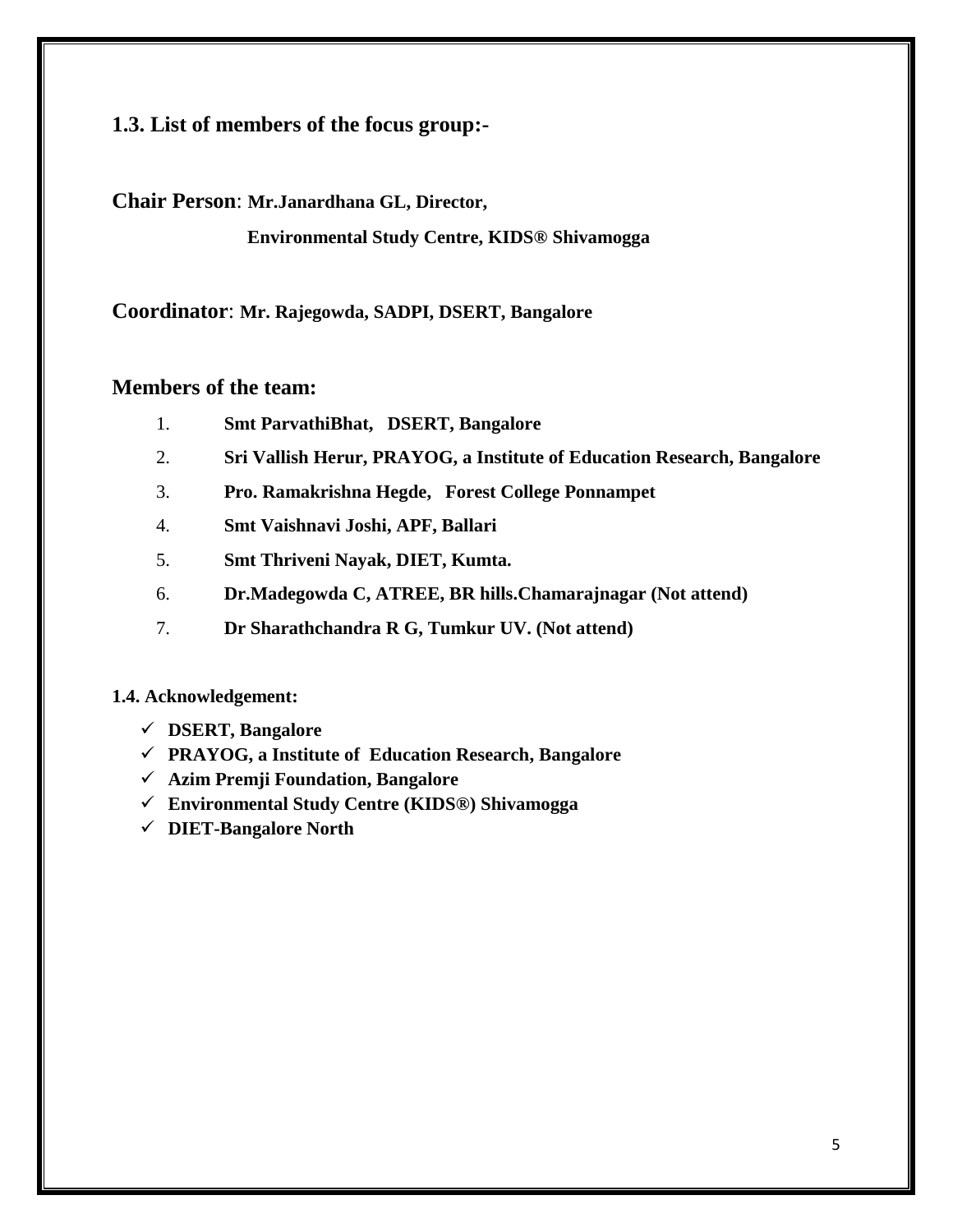## 1.3. List of members of the focus group:-

**Chair Person**: **Mr.Janardhana GL, Director,**
**Environmental Study Centre, KIDS® Shivamogga**

**Coordinator**: **Mr. Rajegowda, SADPI, DSERT, Bangalore**

### Members of the team:

1. **Smt ParvathiBhat, DSERT, Bangalore**
2. **Sri Vallish Herur, PRAYOG, a Institute of Education Research, Bangalore**
3. **Pro. Ramakrishna Hegde, Forest College Ponnampet**
4. **Smt Vaishnavi Joshi, APF, Ballari**
5. **Smt Thriveni Nayak, DIET, Kumta.**
6. **Dr.Madegowda C, ATREE, BR hills.Chamarajnagar (Not attend)**
7. **Dr Sharathchandra R G, Tumkur UV. (Not attend)**

**1.4. Acknowledgement:**

- ✓ **DSERT, Bangalore**
- ✓ **PRAYOG, a Institute of Education Research, Bangalore**
- ✓ **Azim Premji Foundation, Bangalore**
- ✓ **Environmental Study Centre (KIDS®) Shivamogga**
- ✓ **DIET-Bangalore North**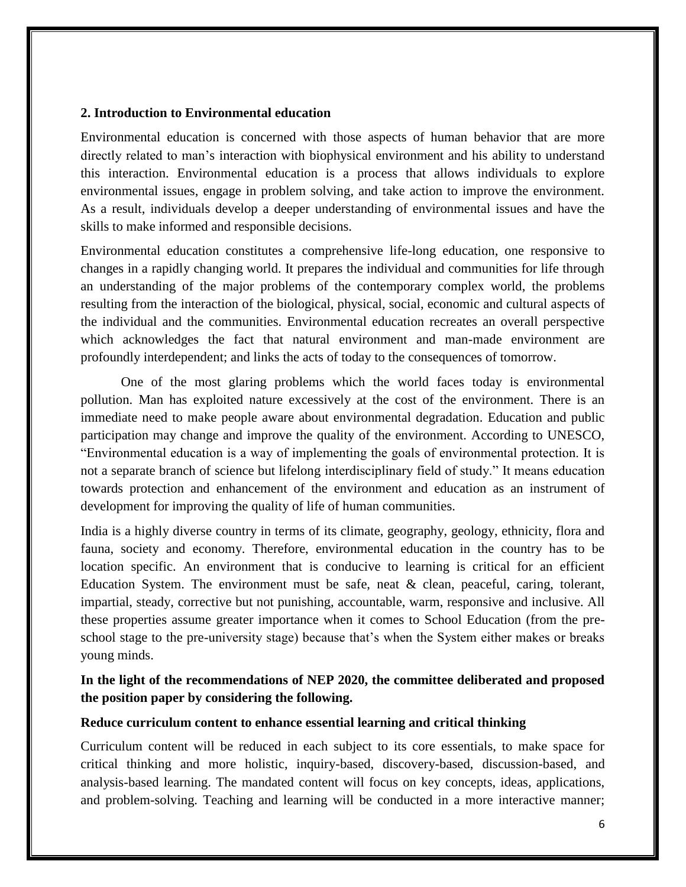## 2. Introduction to Environmental education

Environmental education is concerned with those aspects of human behavior that are more directly related to man's interaction with biophysical environment and his ability to understand this interaction. Environmental education is a process that allows individuals to explore environmental issues, engage in problem solving, and take action to improve the environment. As a result, individuals develop a deeper understanding of environmental issues and have the skills to make informed and responsible decisions.

Environmental education constitutes a comprehensive life-long education, one responsive to changes in a rapidly changing world. It prepares the individual and communities for life through an understanding of the major problems of the contemporary complex world, the problems resulting from the interaction of the biological, physical, social, economic and cultural aspects of the individual and the communities. Environmental education recreates an overall perspective which acknowledges the fact that natural environment and man-made environment are profoundly interdependent; and links the acts of today to the consequences of tomorrow.

One of the most glaring problems which the world faces today is environmental pollution. Man has exploited nature excessively at the cost of the environment. There is an immediate need to make people aware about environmental degradation. Education and public participation may change and improve the quality of the environment. According to UNESCO, "Environmental education is a way of implementing the goals of environmental protection. It is not a separate branch of science but lifelong interdisciplinary field of study." It means education towards protection and enhancement of the environment and education as an instrument of development for improving the quality of life of human communities.

India is a highly diverse country in terms of its climate, geography, geology, ethnicity, flora and fauna, society and economy. Therefore, environmental education in the country has to be location specific. An environment that is conducive to learning is critical for an efficient Education System. The environment must be safe, neat & clean, peaceful, caring, tolerant, impartial, steady, corrective but not punishing, accountable, warm, responsive and inclusive. All these properties assume greater importance when it comes to School Education (from the pre-school stage to the pre-university stage) because that's when the System either makes or breaks young minds.

**In the light of the recommendations of NEP 2020, the committee deliberated and proposed the position paper by considering the following.**

**Reduce curriculum content to enhance essential learning and critical thinking**

Curriculum content will be reduced in each subject to its core essentials, to make space for critical thinking and more holistic, inquiry-based, discovery-based, discussion-based, and analysis-based learning. The mandated content will focus on key concepts, ideas, applications, and problem-solving. Teaching and learning will be conducted in a more interactive manner;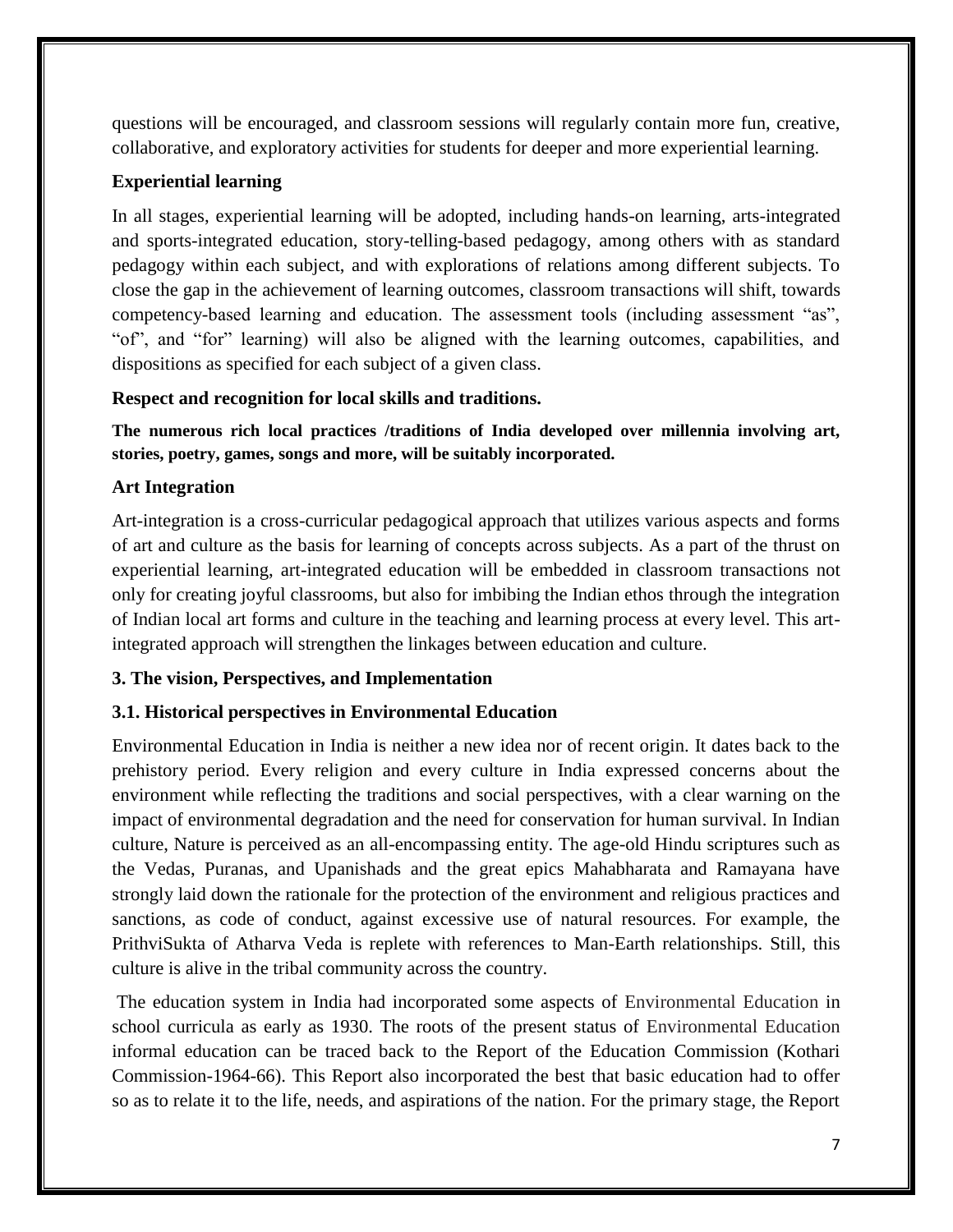questions will be encouraged, and classroom sessions will regularly contain more fun, creative, collaborative, and exploratory activities for students for deeper and more experiential learning.

### Experiential learning

In all stages, experiential learning will be adopted, including hands-on learning, arts-integrated and sports-integrated education, story-telling-based pedagogy, among others with as standard pedagogy within each subject, and with explorations of relations among different subjects. To close the gap in the achievement of learning outcomes, classroom transactions will shift, towards competency-based learning and education. The assessment tools (including assessment "as", "of", and "for" learning) will also be aligned with the learning outcomes, capabilities, and dispositions as specified for each subject of a given class.

### Respect and recognition for local skills and traditions.

**The numerous rich local practices /traditions of India developed over millennia involving art, stories, poetry, games, songs and more, will be suitably incorporated.**

### Art Integration

Art-integration is a cross-curricular pedagogical approach that utilizes various aspects and forms of art and culture as the basis for learning of concepts across subjects. As a part of the thrust on experiential learning, art-integrated education will be embedded in classroom transactions not only for creating joyful classrooms, but also for imbibing the Indian ethos through the integration of Indian local art forms and culture in the teaching and learning process at every level. This art-integrated approach will strengthen the linkages between education and culture.

## 3. The vision, Perspectives, and Implementation

### 3.1. Historical perspectives in Environmental Education

Environmental Education in India is neither a new idea nor of recent origin. It dates back to the prehistory period. Every religion and every culture in India expressed concerns about the environment while reflecting the traditions and social perspectives, with a clear warning on the impact of environmental degradation and the need for conservation for human survival. In Indian culture, Nature is perceived as an all-encompassing entity. The age-old Hindu scriptures such as the Vedas, Puranas, and Upanishads and the great epics Mahabharata and Ramayana have strongly laid down the rationale for the protection of the environment and religious practices and sanctions, as code of conduct, against excessive use of natural resources. For example, the PrithviSukta of Atharva Veda is replete with references to Man-Earth relationships. Still, this culture is alive in the tribal community across the country.

The education system in India had incorporated some aspects of Environmental Education in school curricula as early as 1930. The roots of the present status of Environmental Education informal education can be traced back to the Report of the Education Commission (Kothari Commission-1964-66). This Report also incorporated the best that basic education had to offer so as to relate it to the life, needs, and aspirations of the nation. For the primary stage, the Report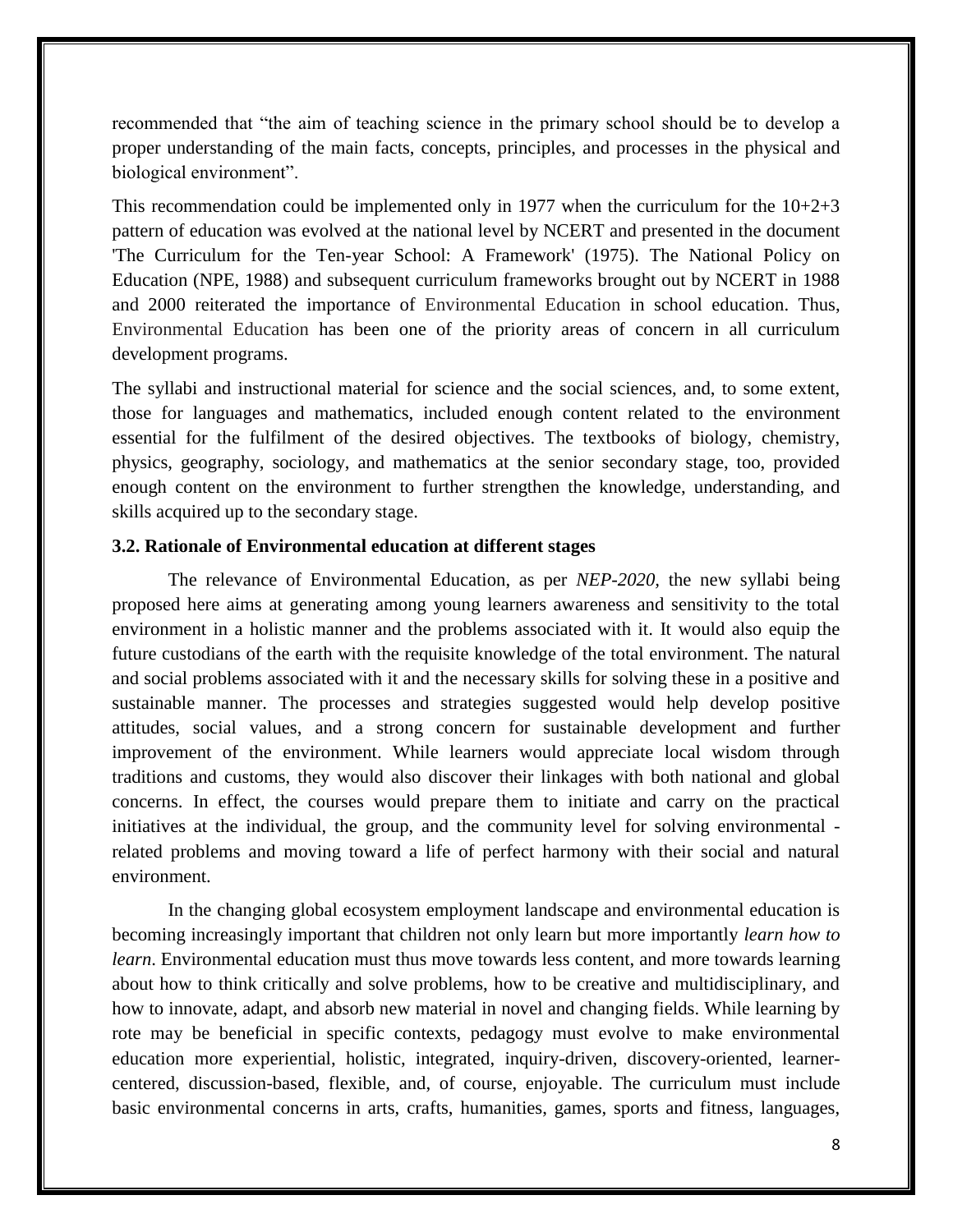recommended that "the aim of teaching science in the primary school should be to develop a proper understanding of the main facts, concepts, principles, and processes in the physical and biological environment".

This recommendation could be implemented only in 1977 when the curriculum for the 10+2+3 pattern of education was evolved at the national level by NCERT and presented in the document 'The Curriculum for the Ten-year School: A Framework' (1975). The National Policy on Education (NPE, 1988) and subsequent curriculum frameworks brought out by NCERT in 1988 and 2000 reiterated the importance of Environmental Education in school education. Thus, Environmental Education has been one of the priority areas of concern in all curriculum development programs.

The syllabi and instructional material for science and the social sciences, and, to some extent, those for languages and mathematics, included enough content related to the environment essential for the fulfilment of the desired objectives. The textbooks of biology, chemistry, physics, geography, sociology, and mathematics at the senior secondary stage, too, provided enough content on the environment to further strengthen the knowledge, understanding, and skills acquired up to the secondary stage.

### 3.2. Rationale of Environmental education at different stages

The relevance of Environmental Education, as per *NEP-2020*, the new syllabi being proposed here aims at generating among young learners awareness and sensitivity to the total environment in a holistic manner and the problems associated with it. It would also equip the future custodians of the earth with the requisite knowledge of the total environment. The natural and social problems associated with it and the necessary skills for solving these in a positive and sustainable manner. The processes and strategies suggested would help develop positive attitudes, social values, and a strong concern for sustainable development and further improvement of the environment. While learners would appreciate local wisdom through traditions and customs, they would also discover their linkages with both national and global concerns. In effect, the courses would prepare them to initiate and carry on the practical initiatives at the individual, the group, and the community level for solving environmental - related problems and moving toward a life of perfect harmony with their social and natural environment.

In the changing global ecosystem employment landscape and environmental education is becoming increasingly important that children not only learn but more importantly *learn how to learn*. Environmental education must thus move towards less content, and more towards learning about how to think critically and solve problems, how to be creative and multidisciplinary, and how to innovate, adapt, and absorb new material in novel and changing fields. While learning by rote may be beneficial in specific contexts, pedagogy must evolve to make environmental education more experiential, holistic, integrated, inquiry-driven, discovery-oriented, learner-centered, discussion-based, flexible, and, of course, enjoyable. The curriculum must include basic environmental concerns in arts, crafts, humanities, games, sports and fitness, languages,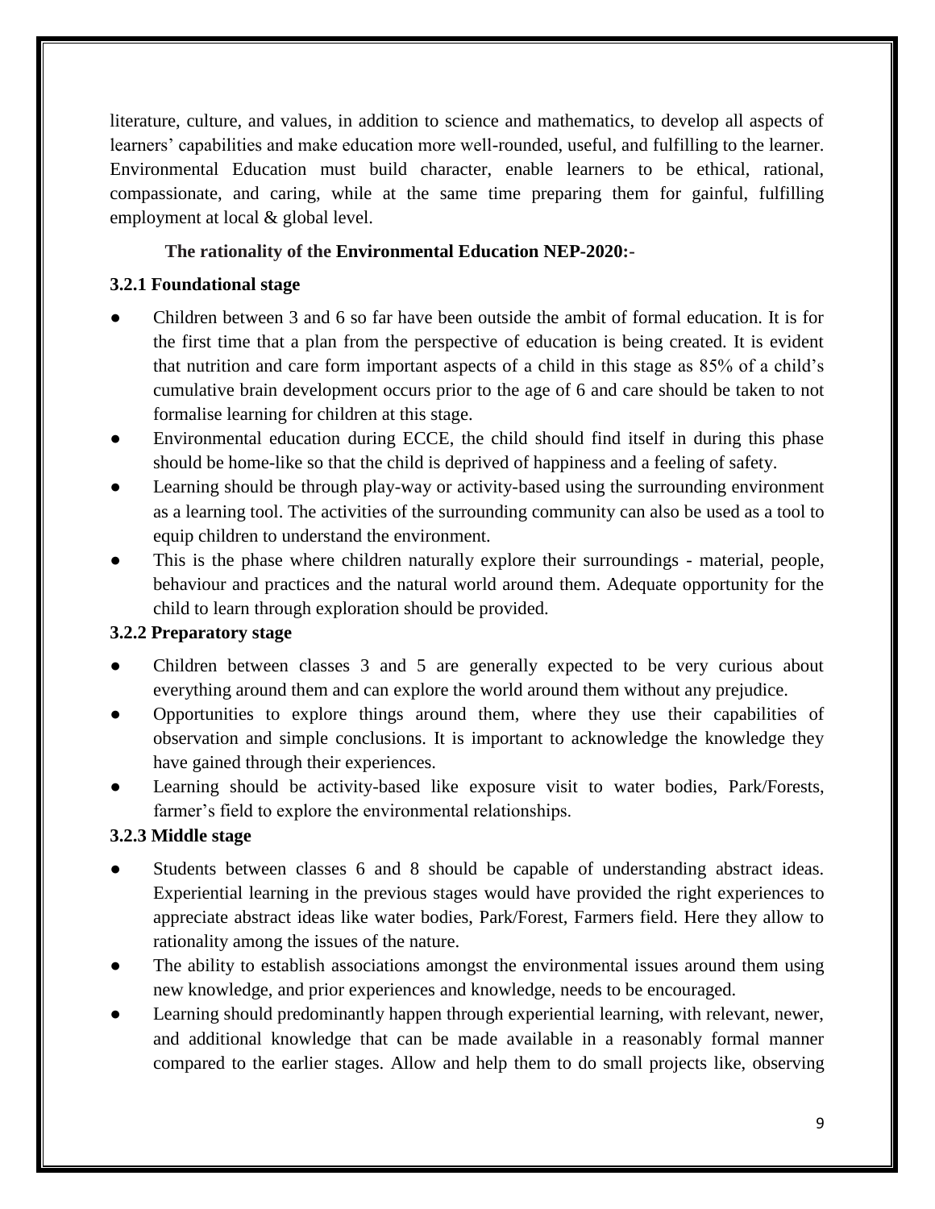literature, culture, and values, in addition to science and mathematics, to develop all aspects of learners' capabilities and make education more well-rounded, useful, and fulfilling to the learner. Environmental Education must build character, enable learners to be ethical, rational, compassionate, and caring, while at the same time preparing them for gainful, fulfilling employment at local & global level.

**The rationality of the Environmental Education NEP-2020:-**

### 3.2.1 Foundational stage

- Children between 3 and 6 so far have been outside the ambit of formal education. It is for the first time that a plan from the perspective of education is being created. It is evident that nutrition and care form important aspects of a child in this stage as 85% of a child's cumulative brain development occurs prior to the age of 6 and care should be taken to not formalise learning for children at this stage.
- Environmental education during ECCE, the child should find itself in during this phase should be home-like so that the child is deprived of happiness and a feeling of safety.
- Learning should be through play-way or activity-based using the surrounding environment as a learning tool. The activities of the surrounding community can also be used as a tool to equip children to understand the environment.
- This is the phase where children naturally explore their surroundings - material, people, behaviour and practices and the natural world around them. Adequate opportunity for the child to learn through exploration should be provided.

### 3.2.2 Preparatory stage

- Children between classes 3 and 5 are generally expected to be very curious about everything around them and can explore the world around them without any prejudice.
- Opportunities to explore things around them, where they use their capabilities of observation and simple conclusions. It is important to acknowledge the knowledge they have gained through their experiences.
- Learning should be activity-based like exposure visit to water bodies, Park/Forests, farmer's field to explore the environmental relationships.

### 3.2.3 Middle stage

- Students between classes 6 and 8 should be capable of understanding abstract ideas. Experiential learning in the previous stages would have provided the right experiences to appreciate abstract ideas like water bodies, Park/Forest, Farmers field. Here they allow to rationality among the issues of the nature.
- The ability to establish associations amongst the environmental issues around them using new knowledge, and prior experiences and knowledge, needs to be encouraged.
- Learning should predominantly happen through experiential learning, with relevant, newer, and additional knowledge that can be made available in a reasonably formal manner compared to the earlier stages. Allow and help them to do small projects like, observing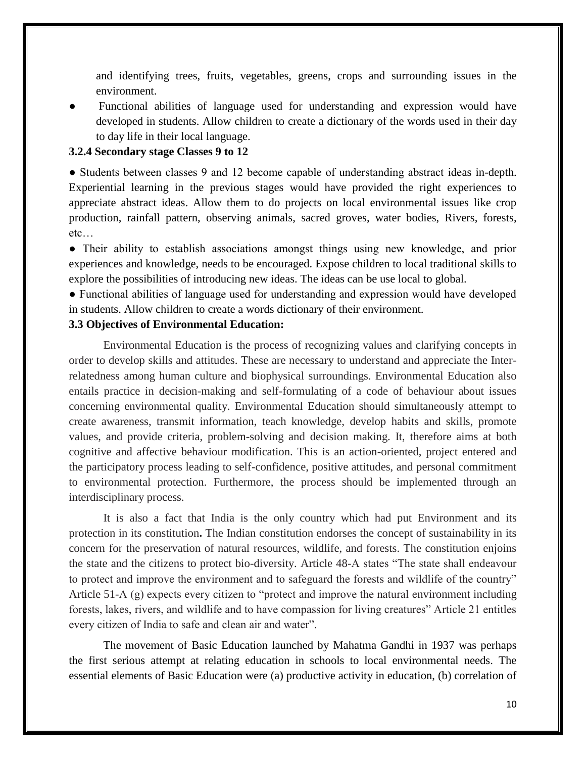and identifying trees, fruits, vegetables, greens, crops and surrounding issues in the environment.

- Functional abilities of language used for understanding and expression would have developed in students. Allow children to create a dictionary of the words used in their day to day life in their local language.

**3.2.4 Secondary stage Classes 9 to 12**

● Students between classes 9 and 12 become capable of understanding abstract ideas in-depth. Experiential learning in the previous stages would have provided the right experiences to appreciate abstract ideas. Allow them to do projects on local environmental issues like crop production, rainfall pattern, observing animals, sacred groves, water bodies, Rivers, forests, etc…

● Their ability to establish associations amongst things using new knowledge, and prior experiences and knowledge, needs to be encouraged. Expose children to local traditional skills to explore the possibilities of introducing new ideas. The ideas can be use local to global.

● Functional abilities of language used for understanding and expression would have developed in students. Allow children to create a words dictionary of their environment.

**3.3 Objectives of Environmental Education:**

Environmental Education is the process of recognizing values and clarifying concepts in order to develop skills and attitudes. These are necessary to understand and appreciate the Inter-relatedness among human culture and biophysical surroundings. Environmental Education also entails practice in decision-making and self-formulating of a code of behaviour about issues concerning environmental quality. Environmental Education should simultaneously attempt to create awareness, transmit information, teach knowledge, develop habits and skills, promote values, and provide criteria, problem-solving and decision making. It, therefore aims at both cognitive and affective behaviour modification. This is an action-oriented, project entered and the participatory process leading to self-confidence, positive attitudes, and personal commitment to environmental protection. Furthermore, the process should be implemented through an interdisciplinary process.

It is also a fact that India is the only country which had put Environment and its protection in its constitution**.** The Indian constitution endorses the concept of sustainability in its concern for the preservation of natural resources, wildlife, and forests. The constitution enjoins the state and the citizens to protect bio-diversity. Article 48-A states "The state shall endeavour to protect and improve the environment and to safeguard the forests and wildlife of the country" Article 51-A (g) expects every citizen to "protect and improve the natural environment including forests, lakes, rivers, and wildlife and to have compassion for living creatures" Article 21 entitles every citizen of India to safe and clean air and water".

The movement of Basic Education launched by Mahatma Gandhi in 1937 was perhaps the first serious attempt at relating education in schools to local environmental needs. The essential elements of Basic Education were (a) productive activity in education, (b) correlation of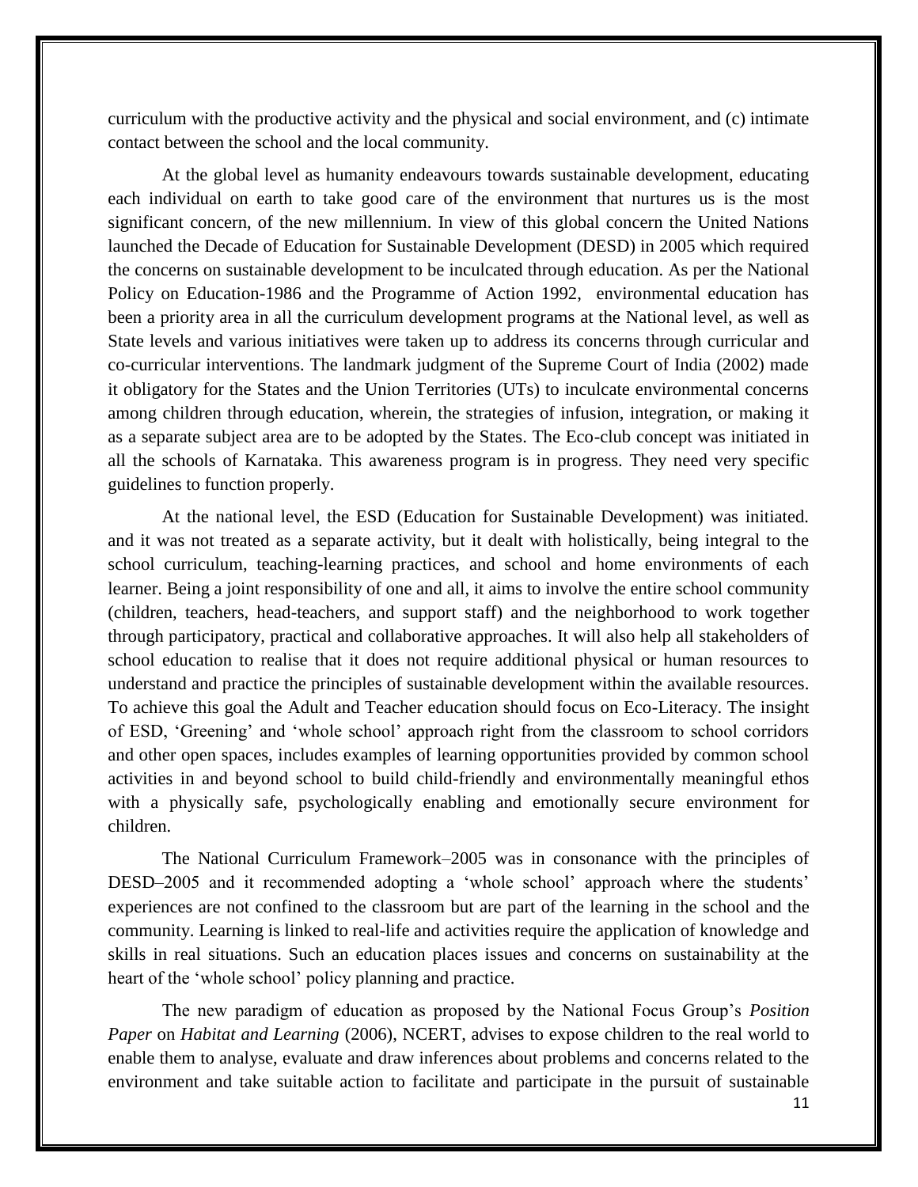curriculum with the productive activity and the physical and social environment, and (c) intimate contact between the school and the local community.

At the global level as humanity endeavours towards sustainable development, educating each individual on earth to take good care of the environment that nurtures us is the most significant concern, of the new millennium. In view of this global concern the United Nations launched the Decade of Education for Sustainable Development (DESD) in 2005 which required the concerns on sustainable development to be inculcated through education. As per the National Policy on Education-1986 and the Programme of Action 1992, environmental education has been a priority area in all the curriculum development programs at the National level, as well as State levels and various initiatives were taken up to address its concerns through curricular and co-curricular interventions. The landmark judgment of the Supreme Court of India (2002) made it obligatory for the States and the Union Territories (UTs) to inculcate environmental concerns among children through education, wherein, the strategies of infusion, integration, or making it as a separate subject area are to be adopted by the States. The Eco-club concept was initiated in all the schools of Karnataka. This awareness program is in progress. They need very specific guidelines to function properly.

At the national level, the ESD (Education for Sustainable Development) was initiated. and it was not treated as a separate activity, but it dealt with holistically, being integral to the school curriculum, teaching-learning practices, and school and home environments of each learner. Being a joint responsibility of one and all, it aims to involve the entire school community (children, teachers, head-teachers, and support staff) and the neighborhood to work together through participatory, practical and collaborative approaches. It will also help all stakeholders of school education to realise that it does not require additional physical or human resources to understand and practice the principles of sustainable development within the available resources. To achieve this goal the Adult and Teacher education should focus on Eco-Literacy. The insight of ESD, 'Greening' and 'whole school' approach right from the classroom to school corridors and other open spaces, includes examples of learning opportunities provided by common school activities in and beyond school to build child-friendly and environmentally meaningful ethos with a physically safe, psychologically enabling and emotionally secure environment for children.

The National Curriculum Framework–2005 was in consonance with the principles of DESD–2005 and it recommended adopting a 'whole school' approach where the students' experiences are not confined to the classroom but are part of the learning in the school and the community. Learning is linked to real-life and activities require the application of knowledge and skills in real situations. Such an education places issues and concerns on sustainability at the heart of the 'whole school' policy planning and practice.

The new paradigm of education as proposed by the National Focus Group's *Position Paper* on *Habitat and Learning* (2006), NCERT, advises to expose children to the real world to enable them to analyse, evaluate and draw inferences about problems and concerns related to the environment and take suitable action to facilitate and participate in the pursuit of sustainable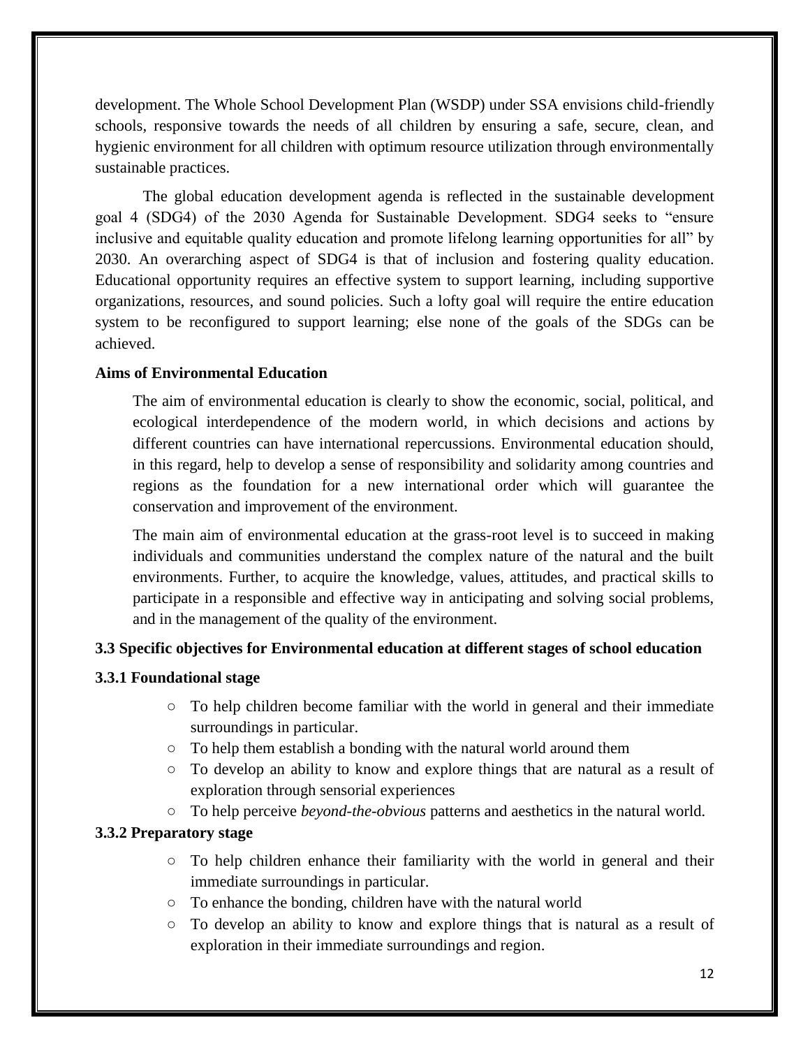development. The Whole School Development Plan (WSDP) under SSA envisions child-friendly schools, responsive towards the needs of all children by ensuring a safe, secure, clean, and hygienic environment for all children with optimum resource utilization through environmentally sustainable practices.

The global education development agenda is reflected in the sustainable development goal 4 (SDG4) of the 2030 Agenda for Sustainable Development. SDG4 seeks to "ensure inclusive and equitable quality education and promote lifelong learning opportunities for all" by 2030. An overarching aspect of SDG4 is that of inclusion and fostering quality education. Educational opportunity requires an effective system to support learning, including supportive organizations, resources, and sound policies. Such a lofty goal will require the entire education system to be reconfigured to support learning; else none of the goals of the SDGs can be achieved.

**Aims of Environmental Education**

The aim of environmental education is clearly to show the economic, social, political, and ecological interdependence of the modern world, in which decisions and actions by different countries can have international repercussions. Environmental education should, in this regard, help to develop a sense of responsibility and solidarity among countries and regions as the foundation for a new international order which will guarantee the conservation and improvement of the environment.

The main aim of environmental education at the grass-root level is to succeed in making individuals and communities understand the complex nature of the natural and the built environments. Further, to acquire the knowledge, values, attitudes, and practical skills to participate in a responsible and effective way in anticipating and solving social problems, and in the management of the quality of the environment.

### 3.3 Specific objectives for Environmental education at different stages of school education

#### 3.3.1 Foundational stage

- To help children become familiar with the world in general and their immediate surroundings in particular.
- To help them establish a bonding with the natural world around them
- To develop an ability to know and explore things that are natural as a result of exploration through sensorial experiences
- To help perceive *beyond-the-obvious* patterns and aesthetics in the natural world.

#### 3.3.2 Preparatory stage

- To help children enhance their familiarity with the world in general and their immediate surroundings in particular.
- To enhance the bonding, children have with the natural world
- To develop an ability to know and explore things that is natural as a result of exploration in their immediate surroundings and region.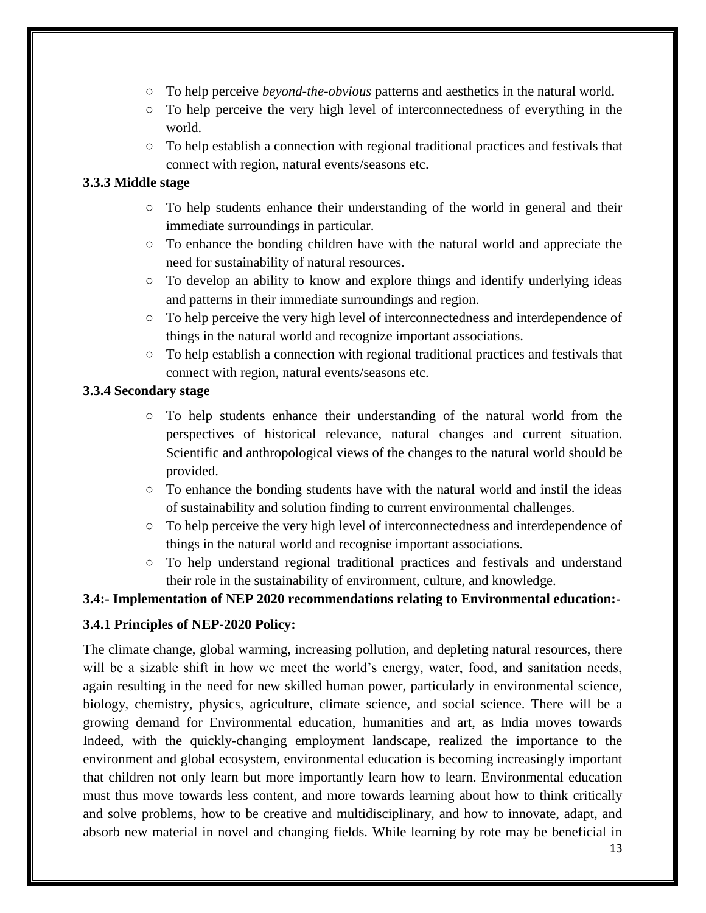- To help perceive *beyond-the-obvious* patterns and aesthetics in the natural world.
- To help perceive the very high level of interconnectedness of everything in the world.
- To help establish a connection with regional traditional practices and festivals that connect with region, natural events/seasons etc.

### 3.3.3 Middle stage

- To help students enhance their understanding of the world in general and their immediate surroundings in particular.
- To enhance the bonding children have with the natural world and appreciate the need for sustainability of natural resources.
- To develop an ability to know and explore things and identify underlying ideas and patterns in their immediate surroundings and region.
- To help perceive the very high level of interconnectedness and interdependence of things in the natural world and recognize important associations.
- To help establish a connection with regional traditional practices and festivals that connect with region, natural events/seasons etc.

### 3.3.4 Secondary stage

- To help students enhance their understanding of the natural world from the perspectives of historical relevance, natural changes and current situation. Scientific and anthropological views of the changes to the natural world should be provided.
- To enhance the bonding students have with the natural world and instil the ideas of sustainability and solution finding to current environmental challenges.
- To help perceive the very high level of interconnectedness and interdependence of things in the natural world and recognise important associations.
- To help understand regional traditional practices and festivals and understand their role in the sustainability of environment, culture, and knowledge.

## 3.4:- Implementation of NEP 2020 recommendations relating to Environmental education:-

### 3.4.1 Principles of NEP-2020 Policy:

The climate change, global warming, increasing pollution, and depleting natural resources, there will be a sizable shift in how we meet the world's energy, water, food, and sanitation needs, again resulting in the need for new skilled human power, particularly in environmental science, biology, chemistry, physics, agriculture, climate science, and social science. There will be a growing demand for Environmental education, humanities and art, as India moves towards Indeed, with the quickly-changing employment landscape, realized the importance to the environment and global ecosystem, environmental education is becoming increasingly important that children not only learn but more importantly learn how to learn. Environmental education must thus move towards less content, and more towards learning about how to think critically and solve problems, how to be creative and multidisciplinary, and how to innovate, adapt, and absorb new material in novel and changing fields. While learning by rote may be beneficial in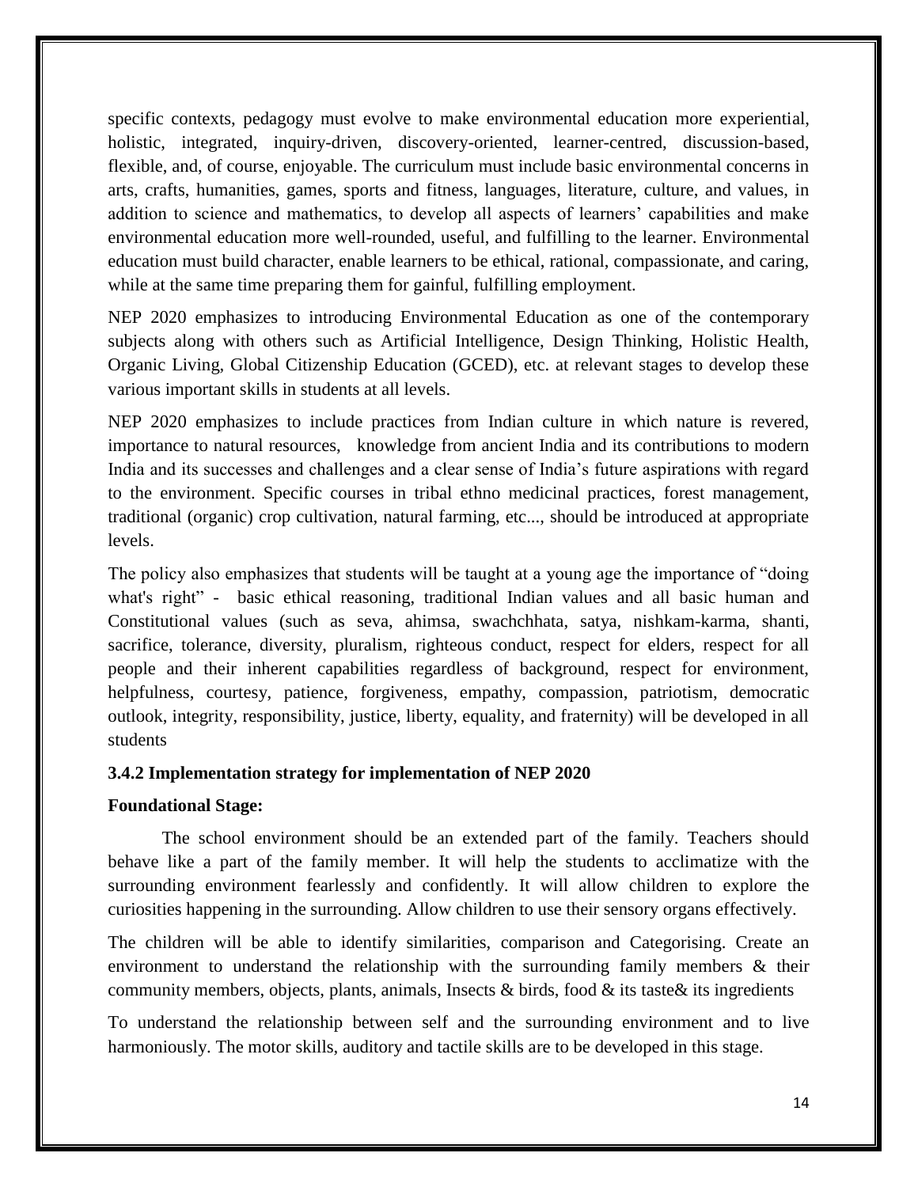specific contexts, pedagogy must evolve to make environmental education more experiential, holistic, integrated, inquiry-driven, discovery-oriented, learner-centred, discussion-based, flexible, and, of course, enjoyable. The curriculum must include basic environmental concerns in arts, crafts, humanities, games, sports and fitness, languages, literature, culture, and values, in addition to science and mathematics, to develop all aspects of learners' capabilities and make environmental education more well-rounded, useful, and fulfilling to the learner. Environmental education must build character, enable learners to be ethical, rational, compassionate, and caring, while at the same time preparing them for gainful, fulfilling employment.

NEP 2020 emphasizes to introducing Environmental Education as one of the contemporary subjects along with others such as Artificial Intelligence, Design Thinking, Holistic Health, Organic Living, Global Citizenship Education (GCED), etc. at relevant stages to develop these various important skills in students at all levels.

NEP 2020 emphasizes to include practices from Indian culture in which nature is revered, importance to natural resources, knowledge from ancient India and its contributions to modern India and its successes and challenges and a clear sense of India's future aspirations with regard to the environment. Specific courses in tribal ethno medicinal practices, forest management, traditional (organic) crop cultivation, natural farming, etc..., should be introduced at appropriate levels.

The policy also emphasizes that students will be taught at a young age the importance of "doing what's right" - basic ethical reasoning, traditional Indian values and all basic human and Constitutional values (such as seva, ahimsa, swachchhata, satya, nishkam-karma, shanti, sacrifice, tolerance, diversity, pluralism, righteous conduct, respect for elders, respect for all people and their inherent capabilities regardless of background, respect for environment, helpfulness, courtesy, patience, forgiveness, empathy, compassion, patriotism, democratic outlook, integrity, responsibility, justice, liberty, equality, and fraternity) will be developed in all students

### 3.4.2 Implementation strategy for implementation of NEP 2020

**Foundational Stage:**

The school environment should be an extended part of the family. Teachers should behave like a part of the family member. It will help the students to acclimatize with the surrounding environment fearlessly and confidently. It will allow children to explore the curiosities happening in the surrounding. Allow children to use their sensory organs effectively.

The children will be able to identify similarities, comparison and Categorising. Create an environment to understand the relationship with the surrounding family members & their community members, objects, plants, animals, Insects & birds, food & its taste& its ingredients

To understand the relationship between self and the surrounding environment and to live harmoniously. The motor skills, auditory and tactile skills are to be developed in this stage.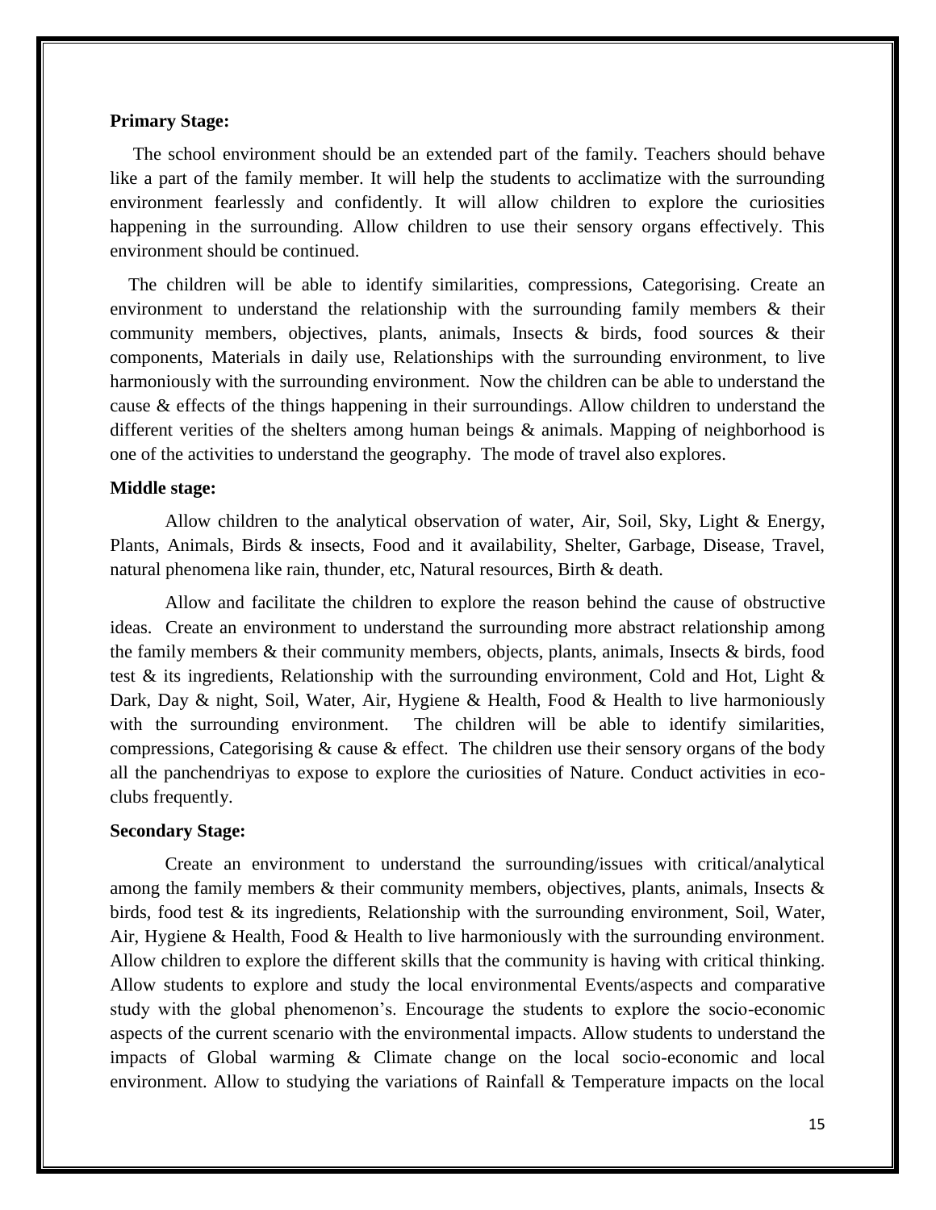**Primary Stage:**

The school environment should be an extended part of the family. Teachers should behave like a part of the family member. It will help the students to acclimatize with the surrounding environment fearlessly and confidently. It will allow children to explore the curiosities happening in the surrounding. Allow children to use their sensory organs effectively. This environment should be continued.

The children will be able to identify similarities, compressions, Categorising. Create an environment to understand the relationship with the surrounding family members & their community members, objectives, plants, animals, Insects & birds, food sources & their components, Materials in daily use, Relationships with the surrounding environment, to live harmoniously with the surrounding environment. Now the children can be able to understand the cause & effects of the things happening in their surroundings. Allow children to understand the different verities of the shelters among human beings & animals. Mapping of neighborhood is one of the activities to understand the geography. The mode of travel also explores.

**Middle stage:**

Allow children to the analytical observation of water, Air, Soil, Sky, Light & Energy, Plants, Animals, Birds & insects, Food and it availability, Shelter, Garbage, Disease, Travel, natural phenomena like rain, thunder, etc, Natural resources, Birth & death.

Allow and facilitate the children to explore the reason behind the cause of obstructive ideas. Create an environment to understand the surrounding more abstract relationship among the family members & their community members, objects, plants, animals, Insects & birds, food test & its ingredients, Relationship with the surrounding environment, Cold and Hot, Light & Dark, Day & night, Soil, Water, Air, Hygiene & Health, Food & Health to live harmoniously with the surrounding environment. The children will be able to identify similarities, compressions, Categorising & cause & effect. The children use their sensory organs of the body all the panchendriyas to expose to explore the curiosities of Nature. Conduct activities in eco-clubs frequently.

**Secondary Stage:**

Create an environment to understand the surrounding/issues with critical/analytical among the family members & their community members, objectives, plants, animals, Insects & birds, food test & its ingredients, Relationship with the surrounding environment, Soil, Water, Air, Hygiene & Health, Food & Health to live harmoniously with the surrounding environment. Allow children to explore the different skills that the community is having with critical thinking. Allow students to explore and study the local environmental Events/aspects and comparative study with the global phenomenon's. Encourage the students to explore the socio-economic aspects of the current scenario with the environmental impacts. Allow students to understand the impacts of Global warming & Climate change on the local socio-economic and local environment. Allow to studying the variations of Rainfall & Temperature impacts on the local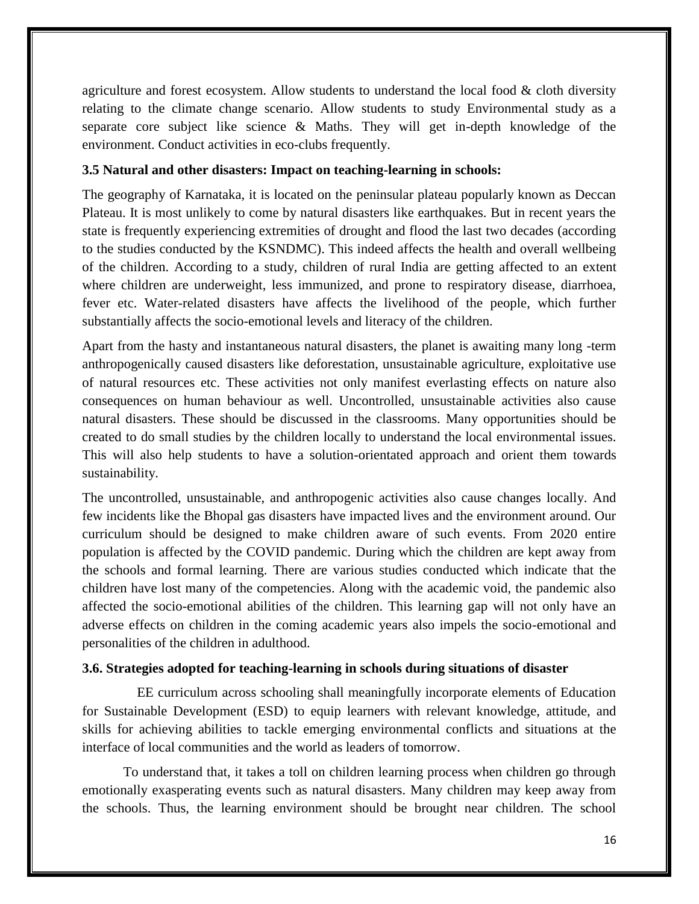agriculture and forest ecosystem. Allow students to understand the local food & cloth diversity relating to the climate change scenario. Allow students to study Environmental study as a separate core subject like science & Maths. They will get in-depth knowledge of the environment. Conduct activities in eco-clubs frequently.

### 3.5 Natural and other disasters: Impact on teaching-learning in schools:

The geography of Karnataka, it is located on the peninsular plateau popularly known as Deccan Plateau. It is most unlikely to come by natural disasters like earthquakes. But in recent years the state is frequently experiencing extremities of drought and flood the last two decades (according to the studies conducted by the KSNDMC). This indeed affects the health and overall wellbeing of the children. According to a study, children of rural India are getting affected to an extent where children are underweight, less immunized, and prone to respiratory disease, diarrhoea, fever etc. Water-related disasters have affects the livelihood of the people, which further substantially affects the socio-emotional levels and literacy of the children.

Apart from the hasty and instantaneous natural disasters, the planet is awaiting many long -term anthropogenically caused disasters like deforestation, unsustainable agriculture, exploitative use of natural resources etc. These activities not only manifest everlasting effects on nature also consequences on human behaviour as well. Uncontrolled, unsustainable activities also cause natural disasters. These should be discussed in the classrooms. Many opportunities should be created to do small studies by the children locally to understand the local environmental issues. This will also help students to have a solution-orientated approach and orient them towards sustainability.

The uncontrolled, unsustainable, and anthropogenic activities also cause changes locally. And few incidents like the Bhopal gas disasters have impacted lives and the environment around. Our curriculum should be designed to make children aware of such events. From 2020 entire population is affected by the COVID pandemic. During which the children are kept away from the schools and formal learning. There are various studies conducted which indicate that the children have lost many of the competencies. Along with the academic void, the pandemic also affected the socio-emotional abilities of the children. This learning gap will not only have an adverse effects on children in the coming academic years also impels the socio-emotional and personalities of the children in adulthood.

### 3.6. Strategies adopted for teaching-learning in schools during situations of disaster

EE curriculum across schooling shall meaningfully incorporate elements of Education for Sustainable Development (ESD) to equip learners with relevant knowledge, attitude, and skills for achieving abilities to tackle emerging environmental conflicts and situations at the interface of local communities and the world as leaders of tomorrow.

To understand that, it takes a toll on children learning process when children go through emotionally exasperating events such as natural disasters. Many children may keep away from the schools. Thus, the learning environment should be brought near children. The school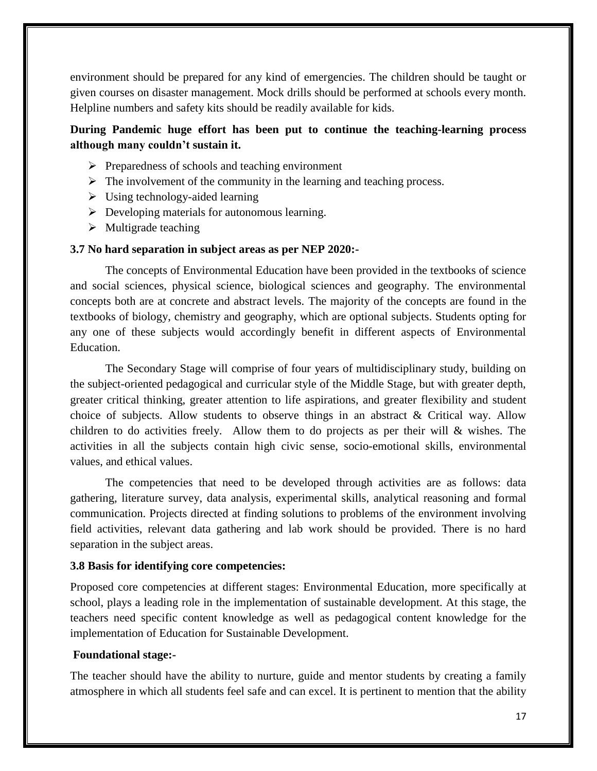environment should be prepared for any kind of emergencies. The children should be taught or given courses on disaster management. Mock drills should be performed at schools every month. Helpline numbers and safety kits should be readily available for kids.

**During Pandemic huge effort has been put to continue the teaching-learning process although many couldn't sustain it.**

- Preparedness of schools and teaching environment
- The involvement of the community in the learning and teaching process.
- Using technology-aided learning
- Developing materials for autonomous learning.
- Multigrade teaching

**3.7 No hard separation in subject areas as per NEP 2020:-**

The concepts of Environmental Education have been provided in the textbooks of science and social sciences, physical science, biological sciences and geography. The environmental concepts both are at concrete and abstract levels. The majority of the concepts are found in the textbooks of biology, chemistry and geography, which are optional subjects. Students opting for any one of these subjects would accordingly benefit in different aspects of Environmental Education.

The Secondary Stage will comprise of four years of multidisciplinary study, building on the subject-oriented pedagogical and curricular style of the Middle Stage, but with greater depth, greater critical thinking, greater attention to life aspirations, and greater flexibility and student choice of subjects. Allow students to observe things in an abstract & Critical way. Allow children to do activities freely. Allow them to do projects as per their will & wishes. The activities in all the subjects contain high civic sense, socio-emotional skills, environmental values, and ethical values.

The competencies that need to be developed through activities are as follows: data gathering, literature survey, data analysis, experimental skills, analytical reasoning and formal communication. Projects directed at finding solutions to problems of the environment involving field activities, relevant data gathering and lab work should be provided. There is no hard separation in the subject areas.

**3.8 Basis for identifying core competencies:**

Proposed core competencies at different stages: Environmental Education, more specifically at school, plays a leading role in the implementation of sustainable development. At this stage, the teachers need specific content knowledge as well as pedagogical content knowledge for the implementation of Education for Sustainable Development.

**Foundational stage:-**

The teacher should have the ability to nurture, guide and mentor students by creating a family atmosphere in which all students feel safe and can excel. It is pertinent to mention that the ability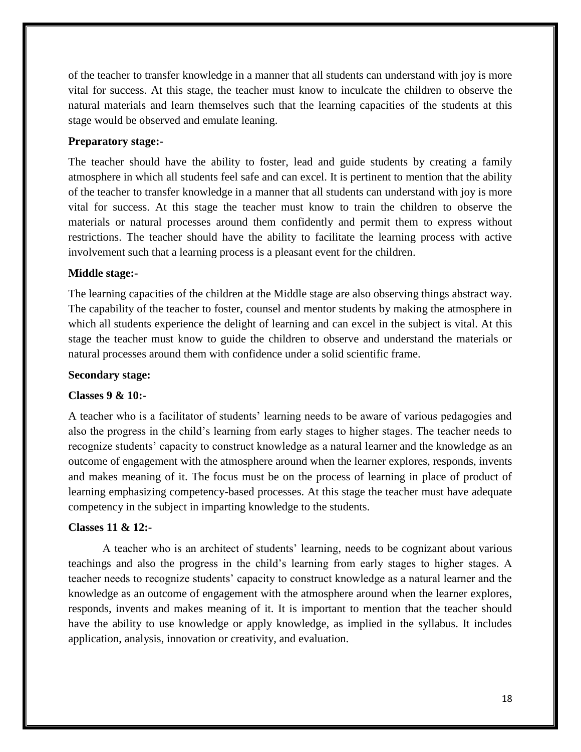of the teacher to transfer knowledge in a manner that all students can understand with joy is more vital for success. At this stage, the teacher must know to inculcate the children to observe the natural materials and learn themselves such that the learning capacities of the students at this stage would be observed and emulate leaning.

**Preparatory stage:-**

The teacher should have the ability to foster, lead and guide students by creating a family atmosphere in which all students feel safe and can excel. It is pertinent to mention that the ability of the teacher to transfer knowledge in a manner that all students can understand with joy is more vital for success. At this stage the teacher must know to train the children to observe the materials or natural processes around them confidently and permit them to express without restrictions. The teacher should have the ability to facilitate the learning process with active involvement such that a learning process is a pleasant event for the children.

**Middle stage:-**

The learning capacities of the children at the Middle stage are also observing things abstract way. The capability of the teacher to foster, counsel and mentor students by making the atmosphere in which all students experience the delight of learning and can excel in the subject is vital. At this stage the teacher must know to guide the children to observe and understand the materials or natural processes around them with confidence under a solid scientific frame.

**Secondary stage:**

**Classes 9 & 10:-**

A teacher who is a facilitator of students' learning needs to be aware of various pedagogies and also the progress in the child's learning from early stages to higher stages. The teacher needs to recognize students' capacity to construct knowledge as a natural learner and the knowledge as an outcome of engagement with the atmosphere around when the learner explores, responds, invents and makes meaning of it. The focus must be on the process of learning in place of product of learning emphasizing competency-based processes. At this stage the teacher must have adequate competency in the subject in imparting knowledge to the students.

**Classes 11 & 12:-**

A teacher who is an architect of students' learning, needs to be cognizant about various teachings and also the progress in the child's learning from early stages to higher stages. A teacher needs to recognize students' capacity to construct knowledge as a natural learner and the knowledge as an outcome of engagement with the atmosphere around when the learner explores, responds, invents and makes meaning of it. It is important to mention that the teacher should have the ability to use knowledge or apply knowledge, as implied in the syllabus. It includes application, analysis, innovation or creativity, and evaluation.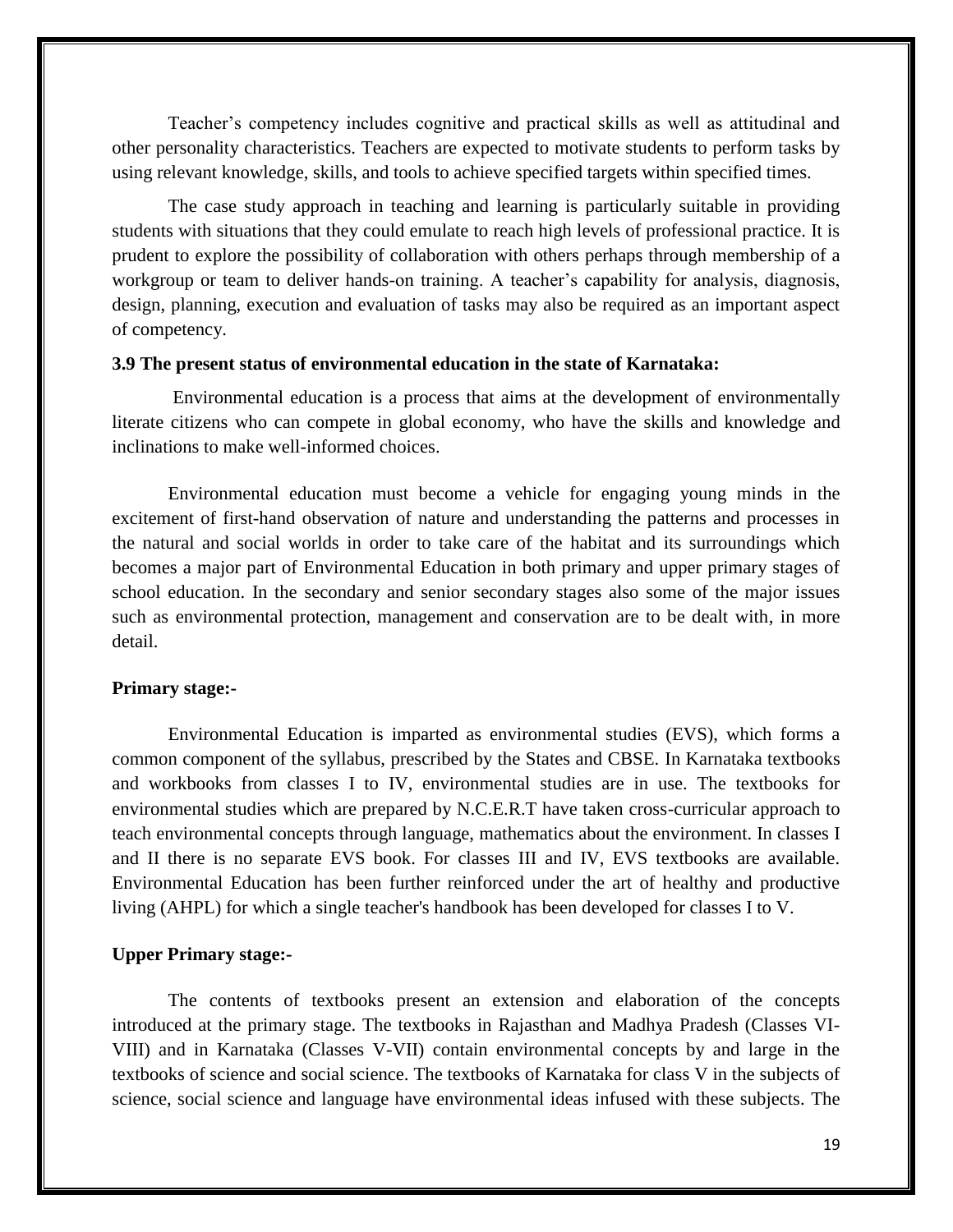Teacher's competency includes cognitive and practical skills as well as attitudinal and other personality characteristics. Teachers are expected to motivate students to perform tasks by using relevant knowledge, skills, and tools to achieve specified targets within specified times.

The case study approach in teaching and learning is particularly suitable in providing students with situations that they could emulate to reach high levels of professional practice. It is prudent to explore the possibility of collaboration with others perhaps through membership of a workgroup or team to deliver hands-on training. A teacher's capability for analysis, diagnosis, design, planning, execution and evaluation of tasks may also be required as an important aspect of competency.

### 3.9 The present status of environmental education in the state of Karnataka:

Environmental education is a process that aims at the development of environmentally literate citizens who can compete in global economy, who have the skills and knowledge and inclinations to make well-informed choices.

Environmental education must become a vehicle for engaging young minds in the excitement of first-hand observation of nature and understanding the patterns and processes in the natural and social worlds in order to take care of the habitat and its surroundings which becomes a major part of Environmental Education in both primary and upper primary stages of school education. In the secondary and senior secondary stages also some of the major issues such as environmental protection, management and conservation are to be dealt with, in more detail.

**Primary stage:-**

Environmental Education is imparted as environmental studies (EVS), which forms a common component of the syllabus, prescribed by the States and CBSE. In Karnataka textbooks and workbooks from classes I to IV, environmental studies are in use. The textbooks for environmental studies which are prepared by N.C.E.R.T have taken cross-curricular approach to teach environmental concepts through language, mathematics about the environment. In classes I and II there is no separate EVS book. For classes III and IV, EVS textbooks are available. Environmental Education has been further reinforced under the art of healthy and productive living (AHPL) for which a single teacher's handbook has been developed for classes I to V.

**Upper Primary stage:-**

The contents of textbooks present an extension and elaboration of the concepts introduced at the primary stage. The textbooks in Rajasthan and Madhya Pradesh (Classes VI-VIII) and in Karnataka (Classes V-VII) contain environmental concepts by and large in the textbooks of science and social science. The textbooks of Karnataka for class V in the subjects of science, social science and language have environmental ideas infused with these subjects. The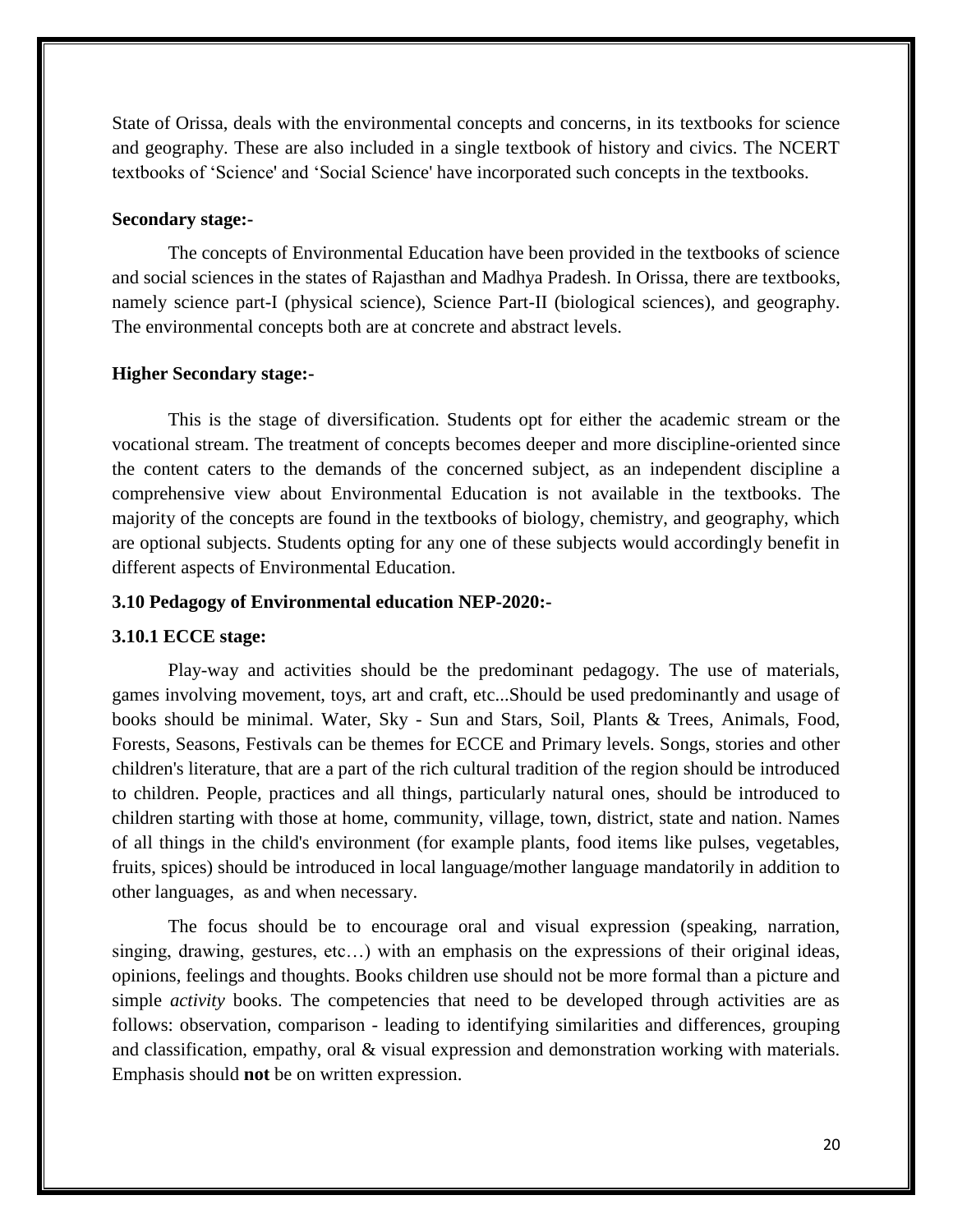State of Orissa, deals with the environmental concepts and concerns, in its textbooks for science and geography. These are also included in a single textbook of history and civics. The NCERT textbooks of 'Science' and 'Social Science' have incorporated such concepts in the textbooks.

**Secondary stage:-**

The concepts of Environmental Education have been provided in the textbooks of science and social sciences in the states of Rajasthan and Madhya Pradesh. In Orissa, there are textbooks, namely science part-I (physical science), Science Part-II (biological sciences), and geography. The environmental concepts both are at concrete and abstract levels.

**Higher Secondary stage:-**

This is the stage of diversification. Students opt for either the academic stream or the vocational stream. The treatment of concepts becomes deeper and more discipline-oriented since the content caters to the demands of the concerned subject, as an independent discipline a comprehensive view about Environmental Education is not available in the textbooks. The majority of the concepts are found in the textbooks of biology, chemistry, and geography, which are optional subjects. Students opting for any one of these subjects would accordingly benefit in different aspects of Environmental Education.

### 3.10 Pedagogy of Environmental education NEP-2020:-

#### 3.10.1 ECCE stage:

Play-way and activities should be the predominant pedagogy. The use of materials, games involving movement, toys, art and craft, etc...Should be used predominantly and usage of books should be minimal. Water, Sky - Sun and Stars, Soil, Plants & Trees, Animals, Food, Forests, Seasons, Festivals can be themes for ECCE and Primary levels. Songs, stories and other children's literature, that are a part of the rich cultural tradition of the region should be introduced to children. People, practices and all things, particularly natural ones, should be introduced to children starting with those at home, community, village, town, district, state and nation. Names of all things in the child's environment (for example plants, food items like pulses, vegetables, fruits, spices) should be introduced in local language/mother language mandatorily in addition to other languages, as and when necessary.

The focus should be to encourage oral and visual expression (speaking, narration, singing, drawing, gestures, etc…) with an emphasis on the expressions of their original ideas, opinions, feelings and thoughts. Books children use should not be more formal than a picture and simple *activity* books. The competencies that need to be developed through activities are as follows: observation, comparison - leading to identifying similarities and differences, grouping and classification, empathy, oral & visual expression and demonstration working with materials. Emphasis should **not** be on written expression.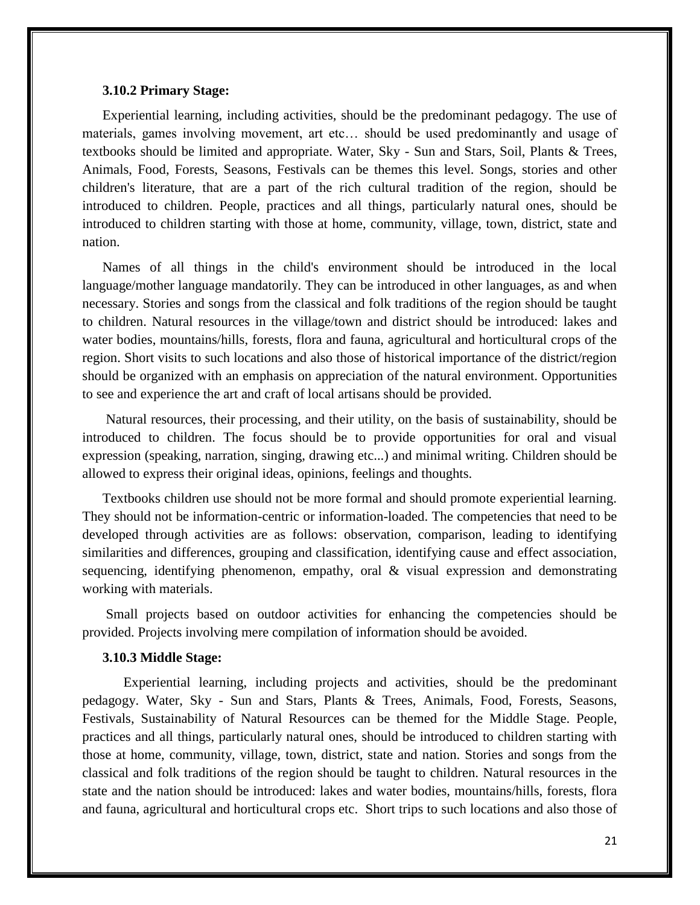### 3.10.2 Primary Stage:

Experiential learning, including activities, should be the predominant pedagogy. The use of materials, games involving movement, art etc… should be used predominantly and usage of textbooks should be limited and appropriate. Water, Sky - Sun and Stars, Soil, Plants & Trees, Animals, Food, Forests, Seasons, Festivals can be themes this level. Songs, stories and other children's literature, that are a part of the rich cultural tradition of the region, should be introduced to children. People, practices and all things, particularly natural ones, should be introduced to children starting with those at home, community, village, town, district, state and nation.

Names of all things in the child's environment should be introduced in the local language/mother language mandatorily. They can be introduced in other languages, as and when necessary. Stories and songs from the classical and folk traditions of the region should be taught to children. Natural resources in the village/town and district should be introduced: lakes and water bodies, mountains/hills, forests, flora and fauna, agricultural and horticultural crops of the region. Short visits to such locations and also those of historical importance of the district/region should be organized with an emphasis on appreciation of the natural environment. Opportunities to see and experience the art and craft of local artisans should be provided.

Natural resources, their processing, and their utility, on the basis of sustainability, should be introduced to children. The focus should be to provide opportunities for oral and visual expression (speaking, narration, singing, drawing etc...) and minimal writing. Children should be allowed to express their original ideas, opinions, feelings and thoughts.

Textbooks children use should not be more formal and should promote experiential learning. They should not be information-centric or information-loaded. The competencies that need to be developed through activities are as follows: observation, comparison, leading to identifying similarities and differences, grouping and classification, identifying cause and effect association, sequencing, identifying phenomenon, empathy, oral & visual expression and demonstrating working with materials.

Small projects based on outdoor activities for enhancing the competencies should be provided. Projects involving mere compilation of information should be avoided.

### 3.10.3 Middle Stage:

Experiential learning, including projects and activities, should be the predominant pedagogy. Water, Sky - Sun and Stars, Plants & Trees, Animals, Food, Forests, Seasons, Festivals, Sustainability of Natural Resources can be themed for the Middle Stage. People, practices and all things, particularly natural ones, should be introduced to children starting with those at home, community, village, town, district, state and nation. Stories and songs from the classical and folk traditions of the region should be taught to children. Natural resources in the state and the nation should be introduced: lakes and water bodies, mountains/hills, forests, flora and fauna, agricultural and horticultural crops etc. Short trips to such locations and also those of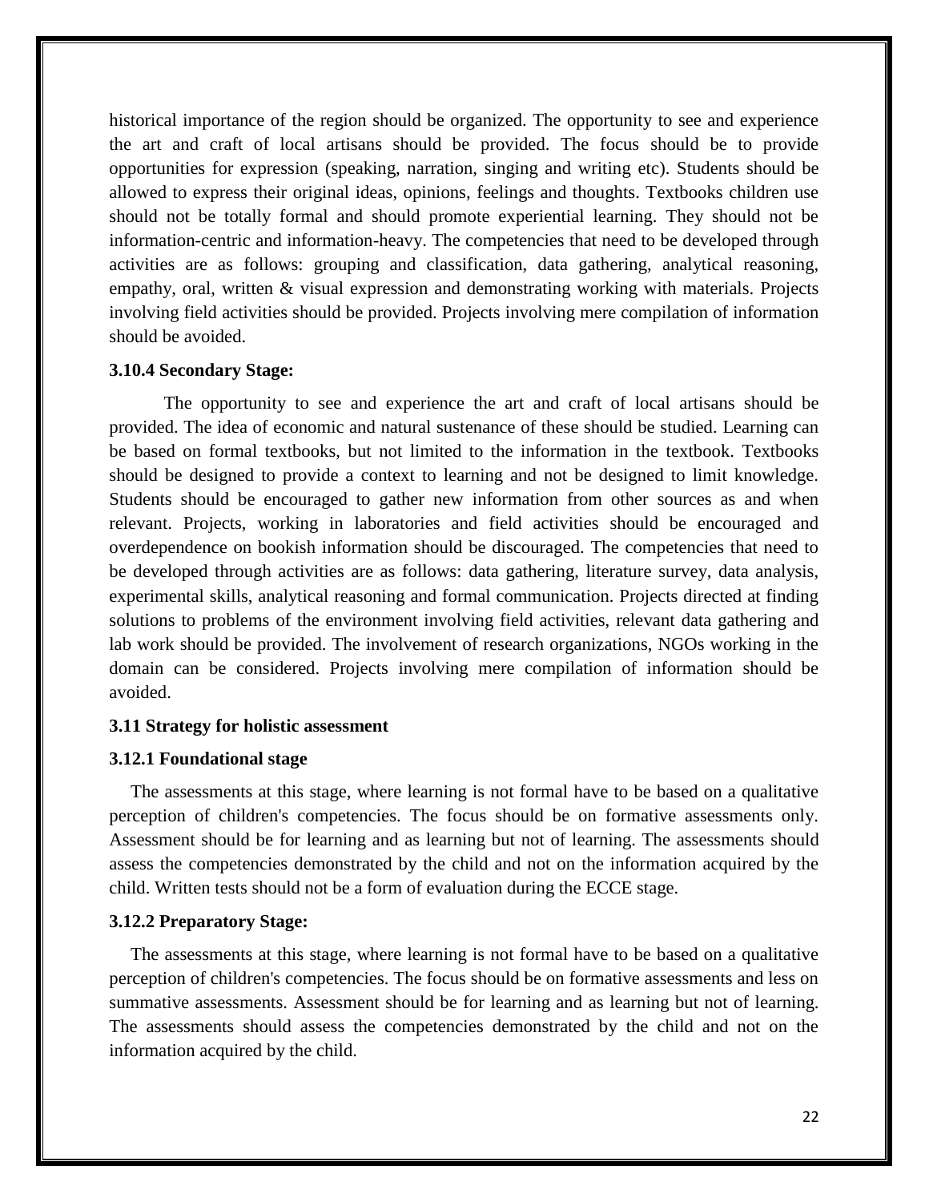historical importance of the region should be organized. The opportunity to see and experience the art and craft of local artisans should be provided. The focus should be to provide opportunities for expression (speaking, narration, singing and writing etc). Students should be allowed to express their original ideas, opinions, feelings and thoughts. Textbooks children use should not be totally formal and should promote experiential learning. They should not be information-centric and information-heavy. The competencies that need to be developed through activities are as follows: grouping and classification, data gathering, analytical reasoning, empathy, oral, written & visual expression and demonstrating working with materials. Projects involving field activities should be provided. Projects involving mere compilation of information should be avoided.

### 3.10.4 Secondary Stage:

The opportunity to see and experience the art and craft of local artisans should be provided. The idea of economic and natural sustenance of these should be studied. Learning can be based on formal textbooks, but not limited to the information in the textbook. Textbooks should be designed to provide a context to learning and not be designed to limit knowledge. Students should be encouraged to gather new information from other sources as and when relevant. Projects, working in laboratories and field activities should be encouraged and overdependence on bookish information should be discouraged. The competencies that need to be developed through activities are as follows: data gathering, literature survey, data analysis, experimental skills, analytical reasoning and formal communication. Projects directed at finding solutions to problems of the environment involving field activities, relevant data gathering and lab work should be provided. The involvement of research organizations, NGOs working in the domain can be considered. Projects involving mere compilation of information should be avoided.

## 3.11 Strategy for holistic assessment

### 3.12.1 Foundational stage

The assessments at this stage, where learning is not formal have to be based on a qualitative perception of children's competencies. The focus should be on formative assessments only. Assessment should be for learning and as learning but not of learning. The assessments should assess the competencies demonstrated by the child and not on the information acquired by the child. Written tests should not be a form of evaluation during the ECCE stage.

### 3.12.2 Preparatory Stage:

The assessments at this stage, where learning is not formal have to be based on a qualitative perception of children's competencies. The focus should be on formative assessments and less on summative assessments. Assessment should be for learning and as learning but not of learning. The assessments should assess the competencies demonstrated by the child and not on the information acquired by the child.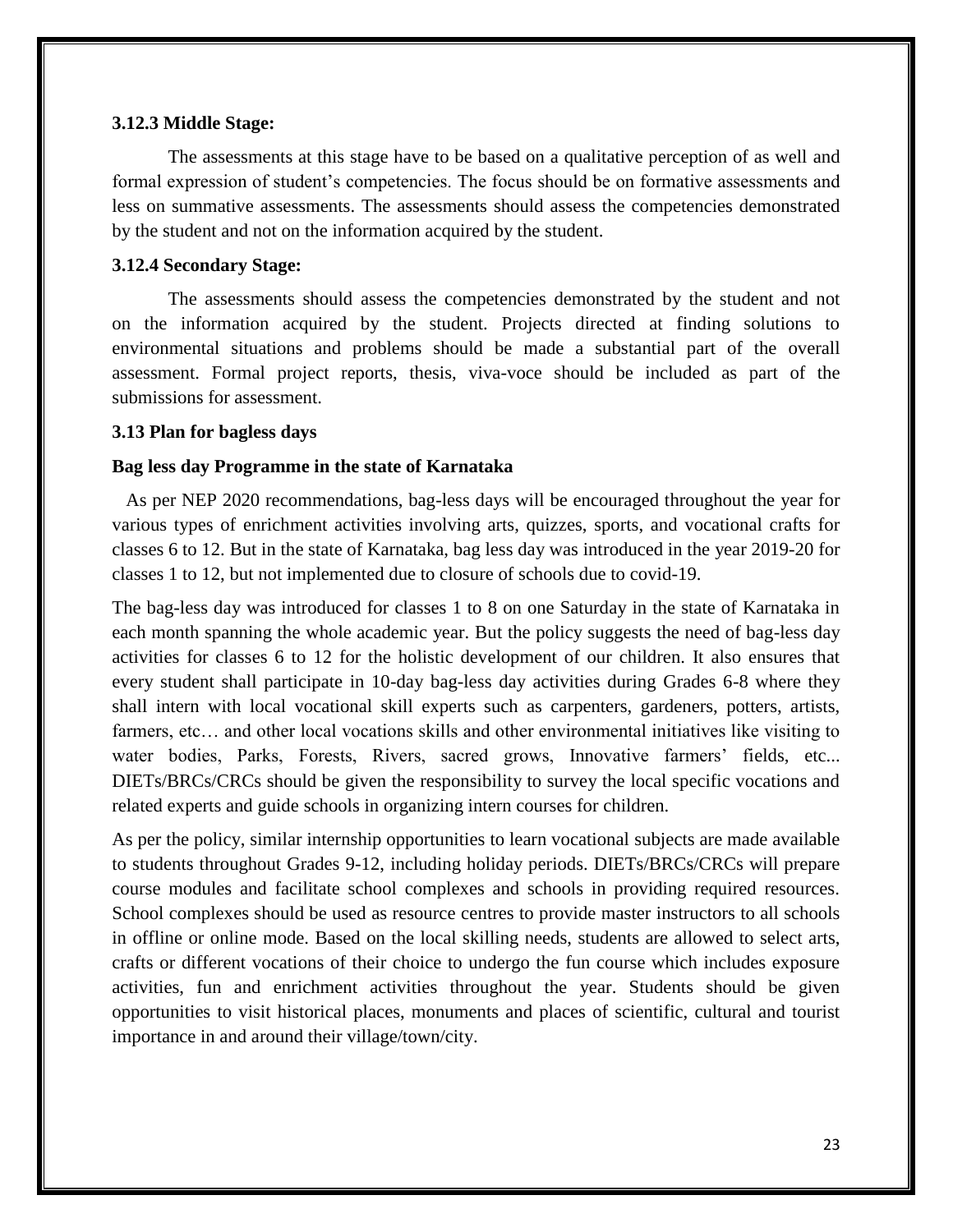### 3.12.3 Middle Stage:

The assessments at this stage have to be based on a qualitative perception of as well and formal expression of student's competencies. The focus should be on formative assessments and less on summative assessments. The assessments should assess the competencies demonstrated by the student and not on the information acquired by the student.

### 3.12.4 Secondary Stage:

The assessments should assess the competencies demonstrated by the student and not on the information acquired by the student. Projects directed at finding solutions to environmental situations and problems should be made a substantial part of the overall assessment. Formal project reports, thesis, viva-voce should be included as part of the submissions for assessment.

## 3.13 Plan for bagless days

**Bag less day Programme in the state of Karnataka**

As per NEP 2020 recommendations, bag-less days will be encouraged throughout the year for various types of enrichment activities involving arts, quizzes, sports, and vocational crafts for classes 6 to 12. But in the state of Karnataka, bag less day was introduced in the year 2019-20 for classes 1 to 12, but not implemented due to closure of schools due to covid-19.

The bag-less day was introduced for classes 1 to 8 on one Saturday in the state of Karnataka in each month spanning the whole academic year. But the policy suggests the need of bag-less day activities for classes 6 to 12 for the holistic development of our children. It also ensures that every student shall participate in 10-day bag-less day activities during Grades 6-8 where they shall intern with local vocational skill experts such as carpenters, gardeners, potters, artists, farmers, etc… and other local vocations skills and other environmental initiatives like visiting to water bodies, Parks, Forests, Rivers, sacred grows, Innovative farmers' fields, etc... DIETs/BRCs/CRCs should be given the responsibility to survey the local specific vocations and related experts and guide schools in organizing intern courses for children.

As per the policy, similar internship opportunities to learn vocational subjects are made available to students throughout Grades 9-12, including holiday periods. DIETs/BRCs/CRCs will prepare course modules and facilitate school complexes and schools in providing required resources. School complexes should be used as resource centres to provide master instructors to all schools in offline or online mode. Based on the local skilling needs, students are allowed to select arts, crafts or different vocations of their choice to undergo the fun course which includes exposure activities, fun and enrichment activities throughout the year. Students should be given opportunities to visit historical places, monuments and places of scientific, cultural and tourist importance in and around their village/town/city.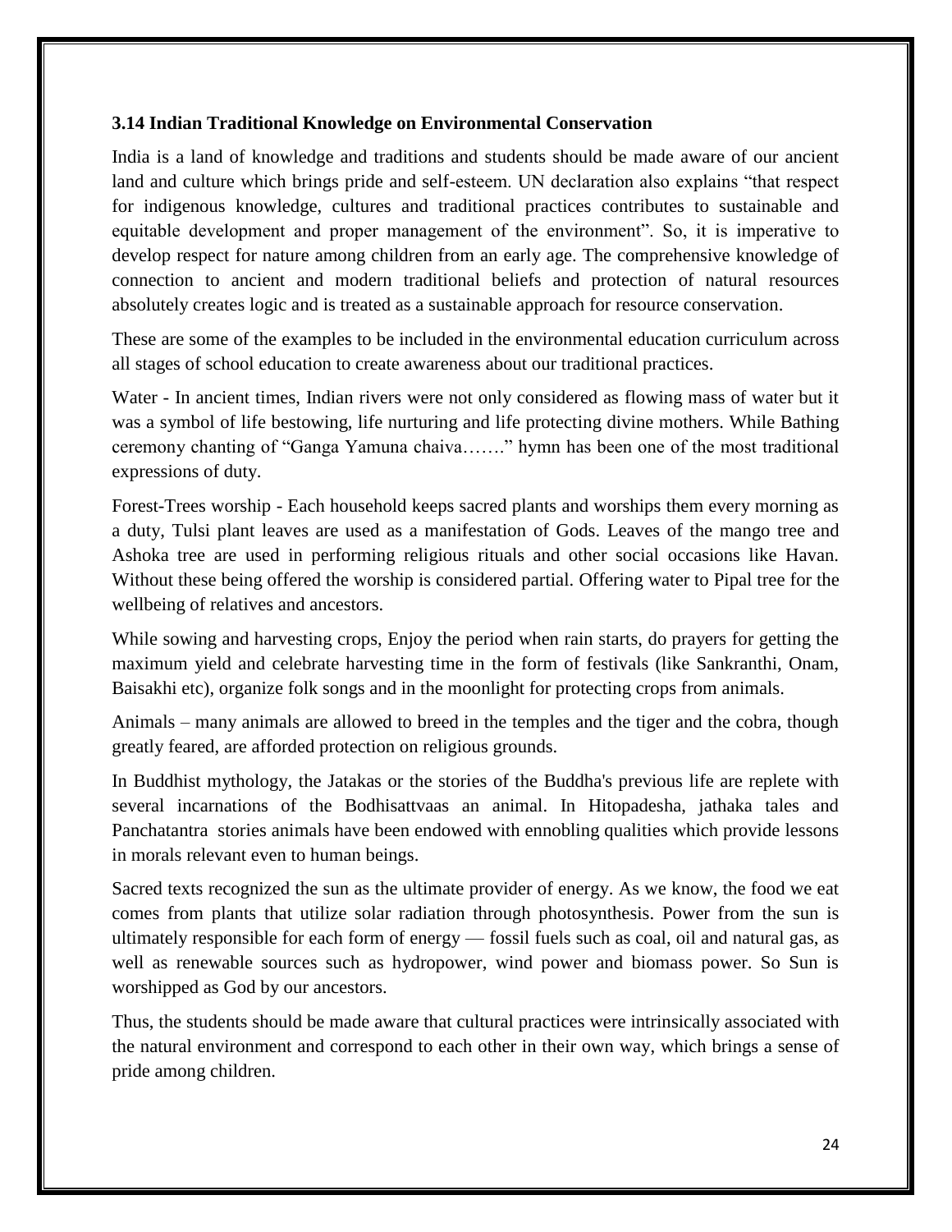### 3.14 Indian Traditional Knowledge on Environmental Conservation

India is a land of knowledge and traditions and students should be made aware of our ancient land and culture which brings pride and self-esteem. UN declaration also explains "that respect for indigenous knowledge, cultures and traditional practices contributes to sustainable and equitable development and proper management of the environment". So, it is imperative to develop respect for nature among children from an early age. The comprehensive knowledge of connection to ancient and modern traditional beliefs and protection of natural resources absolutely creates logic and is treated as a sustainable approach for resource conservation.

These are some of the examples to be included in the environmental education curriculum across all stages of school education to create awareness about our traditional practices.

Water - In ancient times, Indian rivers were not only considered as flowing mass of water but it was a symbol of life bestowing, life nurturing and life protecting divine mothers. While Bathing ceremony chanting of "Ganga Yamuna chaiva……." hymn has been one of the most traditional expressions of duty.

Forest-Trees worship - Each household keeps sacred plants and worships them every morning as a duty, Tulsi plant leaves are used as a manifestation of Gods. Leaves of the mango tree and Ashoka tree are used in performing religious rituals and other social occasions like Havan. Without these being offered the worship is considered partial. Offering water to Pipal tree for the wellbeing of relatives and ancestors.

While sowing and harvesting crops, Enjoy the period when rain starts, do prayers for getting the maximum yield and celebrate harvesting time in the form of festivals (like Sankranthi, Onam, Baisakhi etc), organize folk songs and in the moonlight for protecting crops from animals.

Animals – many animals are allowed to breed in the temples and the tiger and the cobra, though greatly feared, are afforded protection on religious grounds.

In Buddhist mythology, the Jatakas or the stories of the Buddha's previous life are replete with several incarnations of the Bodhisattvaas an animal. In Hitopadesha, jathaka tales and Panchatantra stories animals have been endowed with ennobling qualities which provide lessons in morals relevant even to human beings.

Sacred texts recognized the sun as the ultimate provider of energy. As we know, the food we eat comes from plants that utilize solar radiation through photosynthesis. Power from the sun is ultimately responsible for each form of energy — fossil fuels such as coal, oil and natural gas, as well as renewable sources such as hydropower, wind power and biomass power. So Sun is worshipped as God by our ancestors.

Thus, the students should be made aware that cultural practices were intrinsically associated with the natural environment and correspond to each other in their own way, which brings a sense of pride among children.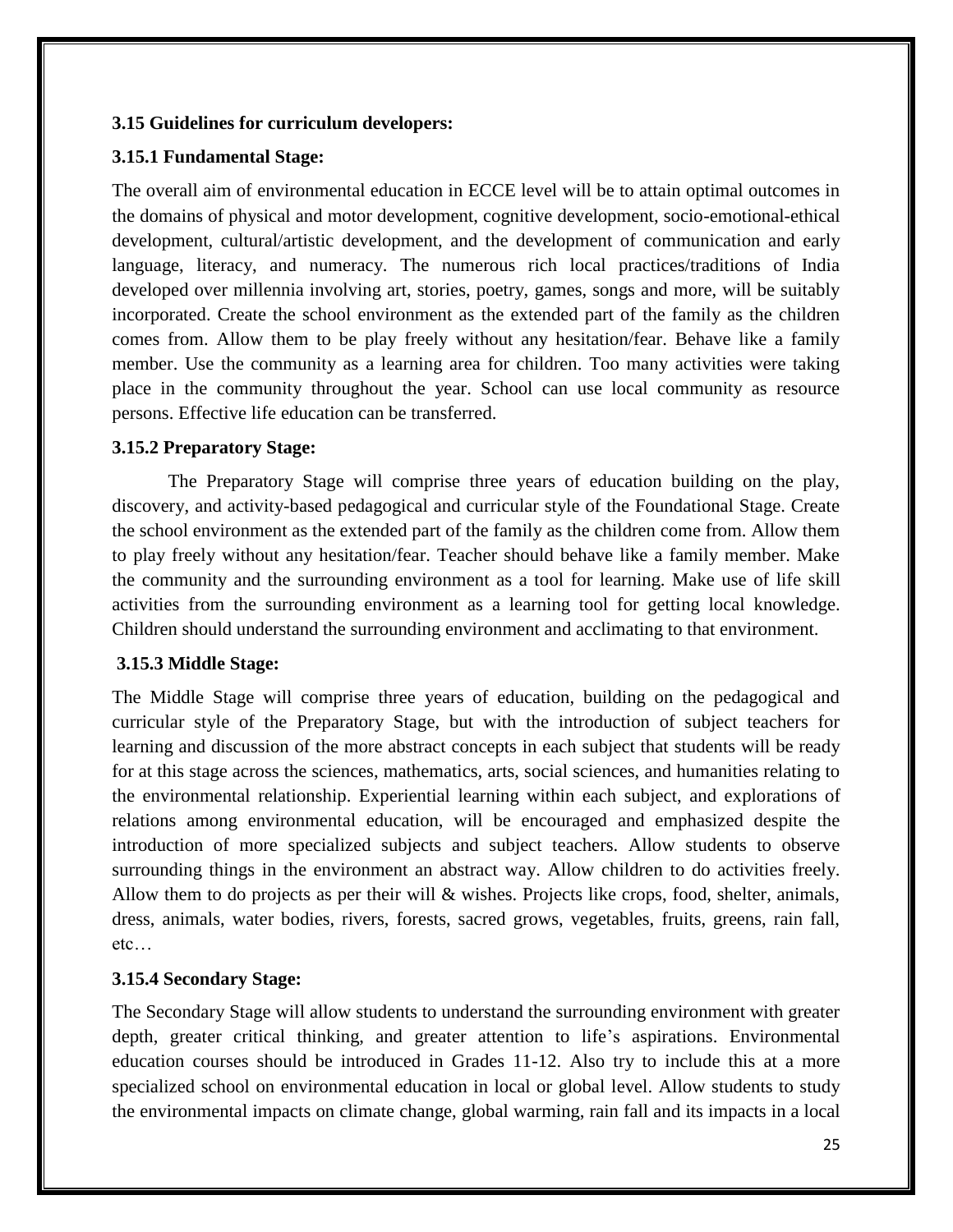### 3.15 Guidelines for curriculum developers:

#### 3.15.1 Fundamental Stage:

The overall aim of environmental education in ECCE level will be to attain optimal outcomes in the domains of physical and motor development, cognitive development, socio-emotional-ethical development, cultural/artistic development, and the development of communication and early language, literacy, and numeracy. The numerous rich local practices/traditions of India developed over millennia involving art, stories, poetry, games, songs and more, will be suitably incorporated. Create the school environment as the extended part of the family as the children comes from. Allow them to be play freely without any hesitation/fear. Behave like a family member. Use the community as a learning area for children. Too many activities were taking place in the community throughout the year. School can use local community as resource persons. Effective life education can be transferred.

#### 3.15.2 Preparatory Stage:

The Preparatory Stage will comprise three years of education building on the play, discovery, and activity-based pedagogical and curricular style of the Foundational Stage. Create the school environment as the extended part of the family as the children come from. Allow them to play freely without any hesitation/fear. Teacher should behave like a family member. Make the community and the surrounding environment as a tool for learning. Make use of life skill activities from the surrounding environment as a learning tool for getting local knowledge. Children should understand the surrounding environment and acclimating to that environment.

#### 3.15.3 Middle Stage:

The Middle Stage will comprise three years of education, building on the pedagogical and curricular style of the Preparatory Stage, but with the introduction of subject teachers for learning and discussion of the more abstract concepts in each subject that students will be ready for at this stage across the sciences, mathematics, arts, social sciences, and humanities relating to the environmental relationship. Experiential learning within each subject, and explorations of relations among environmental education, will be encouraged and emphasized despite the introduction of more specialized subjects and subject teachers. Allow students to observe surrounding things in the environment an abstract way. Allow children to do activities freely. Allow them to do projects as per their will & wishes. Projects like crops, food, shelter, animals, dress, animals, water bodies, rivers, forests, sacred grows, vegetables, fruits, greens, rain fall, etc…

#### 3.15.4 Secondary Stage:

The Secondary Stage will allow students to understand the surrounding environment with greater depth, greater critical thinking, and greater attention to life's aspirations. Environmental education courses should be introduced in Grades 11-12. Also try to include this at a more specialized school on environmental education in local or global level. Allow students to study the environmental impacts on climate change, global warming, rain fall and its impacts in a local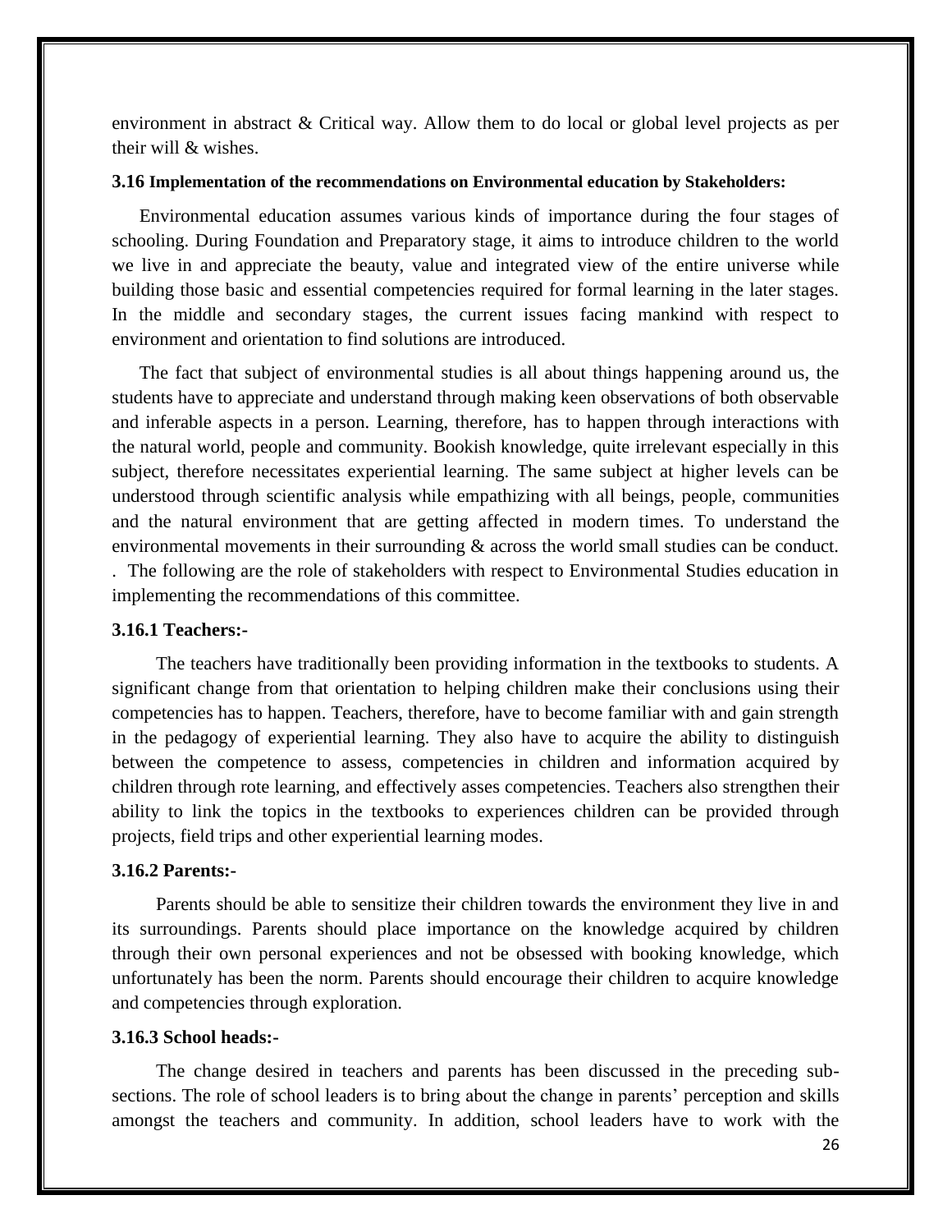environment in abstract & Critical way. Allow them to do local or global level projects as per their will & wishes.

### 3.16 Implementation of the recommendations on Environmental education by Stakeholders:

Environmental education assumes various kinds of importance during the four stages of schooling. During Foundation and Preparatory stage, it aims to introduce children to the world we live in and appreciate the beauty, value and integrated view of the entire universe while building those basic and essential competencies required for formal learning in the later stages. In the middle and secondary stages, the current issues facing mankind with respect to environment and orientation to find solutions are introduced.

The fact that subject of environmental studies is all about things happening around us, the students have to appreciate and understand through making keen observations of both observable and inferable aspects in a person. Learning, therefore, has to happen through interactions with the natural world, people and community. Bookish knowledge, quite irrelevant especially in this subject, therefore necessitates experiential learning. The same subject at higher levels can be understood through scientific analysis while empathizing with all beings, people, communities and the natural environment that are getting affected in modern times. To understand the environmental movements in their surrounding & across the world small studies can be conduct. . The following are the role of stakeholders with respect to Environmental Studies education in implementing the recommendations of this committee.

#### 3.16.1 Teachers:-

The teachers have traditionally been providing information in the textbooks to students. A significant change from that orientation to helping children make their conclusions using their competencies has to happen. Teachers, therefore, have to become familiar with and gain strength in the pedagogy of experiential learning. They also have to acquire the ability to distinguish between the competence to assess, competencies in children and information acquired by children through rote learning, and effectively asses competencies. Teachers also strengthen their ability to link the topics in the textbooks to experiences children can be provided through projects, field trips and other experiential learning modes.

#### 3.16.2 Parents:-

Parents should be able to sensitize their children towards the environment they live in and its surroundings. Parents should place importance on the knowledge acquired by children through their own personal experiences and not be obsessed with booking knowledge, which unfortunately has been the norm. Parents should encourage their children to acquire knowledge and competencies through exploration.

#### 3.16.3 School heads:-

The change desired in teachers and parents has been discussed in the preceding sub-sections. The role of school leaders is to bring about the change in parents' perception and skills amongst the teachers and community. In addition, school leaders have to work with the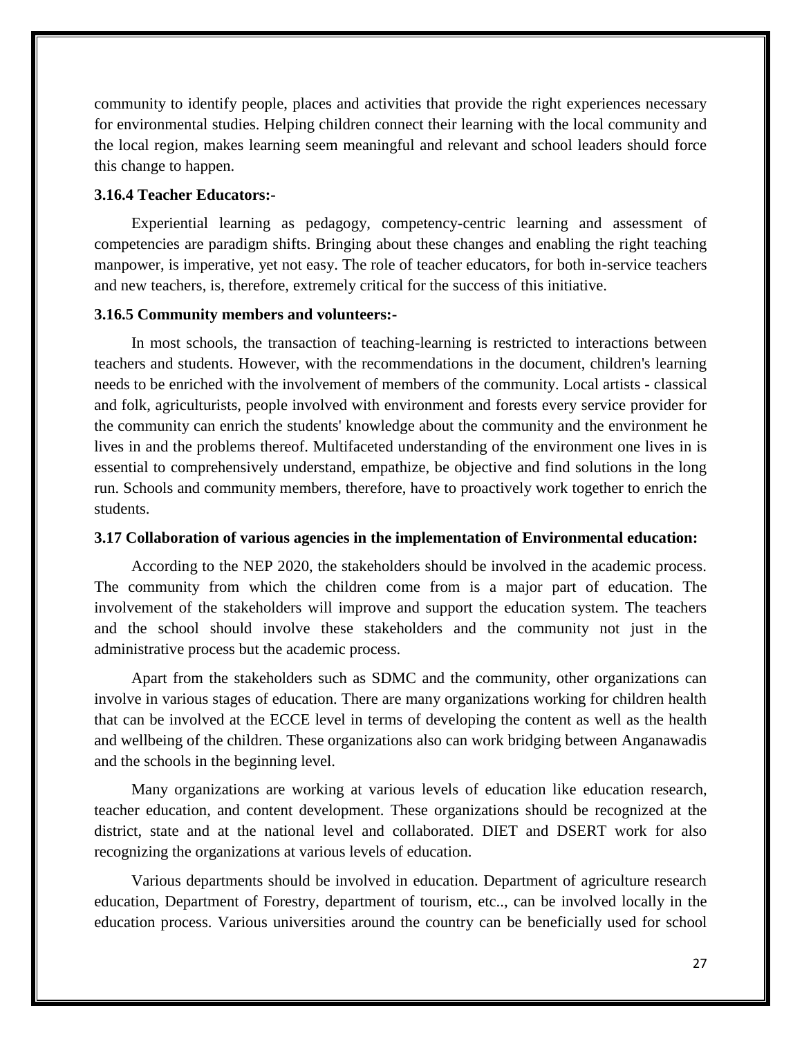community to identify people, places and activities that provide the right experiences necessary for environmental studies. Helping children connect their learning with the local community and the local region, makes learning seem meaningful and relevant and school leaders should force this change to happen.

### 3.16.4 Teacher Educators:-

Experiential learning as pedagogy, competency-centric learning and assessment of competencies are paradigm shifts. Bringing about these changes and enabling the right teaching manpower, is imperative, yet not easy. The role of teacher educators, for both in-service teachers and new teachers, is, therefore, extremely critical for the success of this initiative.

### 3.16.5 Community members and volunteers:-

In most schools, the transaction of teaching-learning is restricted to interactions between teachers and students. However, with the recommendations in the document, children's learning needs to be enriched with the involvement of members of the community. Local artists - classical and folk, agriculturists, people involved with environment and forests every service provider for the community can enrich the students' knowledge about the community and the environment he lives in and the problems thereof. Multifaceted understanding of the environment one lives in is essential to comprehensively understand, empathize, be objective and find solutions in the long run. Schools and community members, therefore, have to proactively work together to enrich the students.

## 3.17 Collaboration of various agencies in the implementation of Environmental education:

According to the NEP 2020, the stakeholders should be involved in the academic process. The community from which the children come from is a major part of education. The involvement of the stakeholders will improve and support the education system. The teachers and the school should involve these stakeholders and the community not just in the administrative process but the academic process.

Apart from the stakeholders such as SDMC and the community, other organizations can involve in various stages of education. There are many organizations working for children health that can be involved at the ECCE level in terms of developing the content as well as the health and wellbeing of the children. These organizations also can work bridging between Anganawadis and the schools in the beginning level.

Many organizations are working at various levels of education like education research, teacher education, and content development. These organizations should be recognized at the district, state and at the national level and collaborated. DIET and DSERT work for also recognizing the organizations at various levels of education.

Various departments should be involved in education. Department of agriculture research education, Department of Forestry, department of tourism, etc.., can be involved locally in the education process. Various universities around the country can be beneficially used for school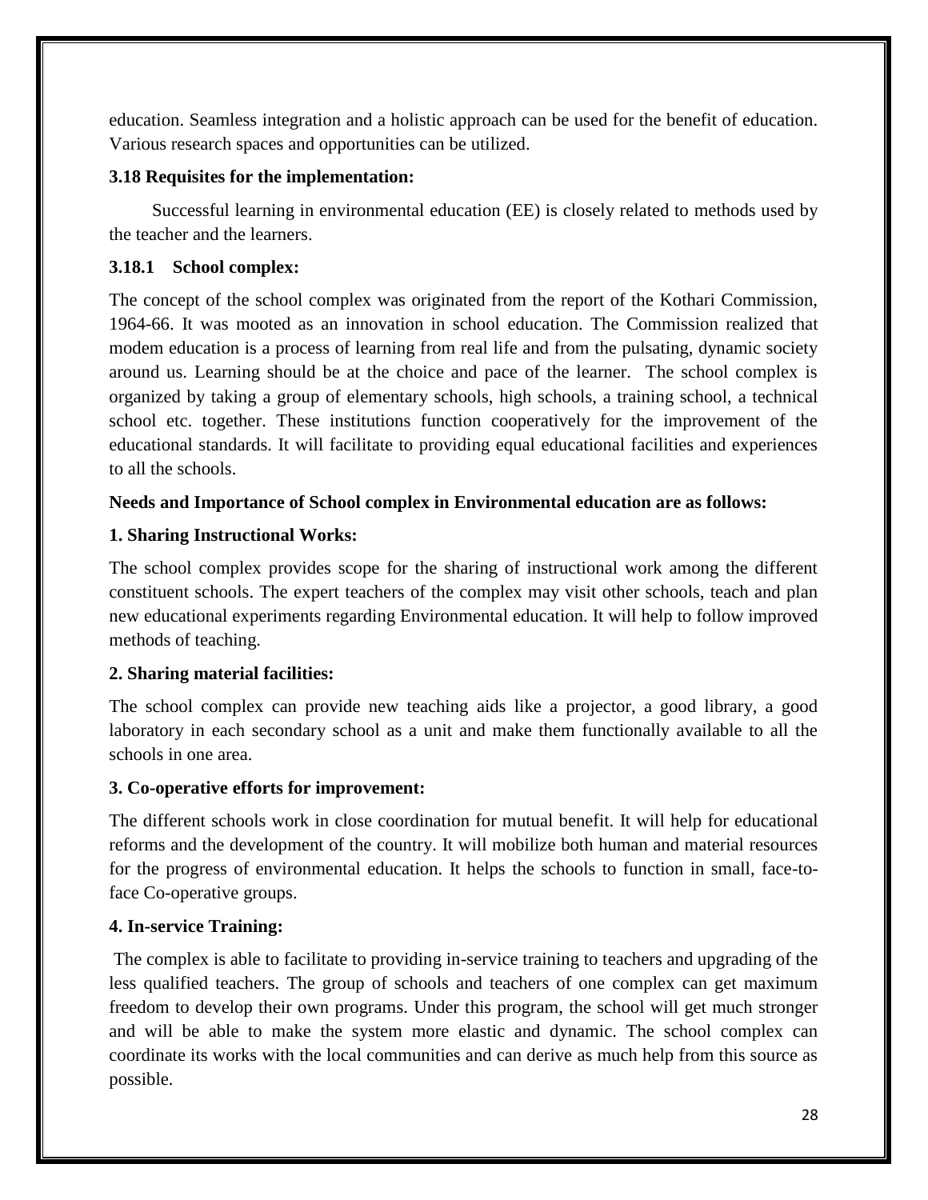education. Seamless integration and a holistic approach can be used for the benefit of education. Various research spaces and opportunities can be utilized.

### 3.18 Requisites for the implementation:

Successful learning in environmental education (EE) is closely related to methods used by the teacher and the learners.

#### 3.18.1 School complex:

The concept of the school complex was originated from the report of the Kothari Commission, 1964-66. It was mooted as an innovation in school education. The Commission realized that modem education is a process of learning from real life and from the pulsating, dynamic society around us. Learning should be at the choice and pace of the learner. The school complex is organized by taking a group of elementary schools, high schools, a training school, a technical school etc. together. These institutions function cooperatively for the improvement of the educational standards. It will facilitate to providing equal educational facilities and experiences to all the schools.

**Needs and Importance of School complex in Environmental education are as follows:**

**1. Sharing Instructional Works:**

The school complex provides scope for the sharing of instructional work among the different constituent schools. The expert teachers of the complex may visit other schools, teach and plan new educational experiments regarding Environmental education. It will help to follow improved methods of teaching.

**2. Sharing material facilities:**

The school complex can provide new teaching aids like a projector, a good library, a good laboratory in each secondary school as a unit and make them functionally available to all the schools in one area.

**3. Co-operative efforts for improvement:**

The different schools work in close coordination for mutual benefit. It will help for educational reforms and the development of the country. It will mobilize both human and material resources for the progress of environmental education. It helps the schools to function in small, face-to-face Co-operative groups.

**4. In-service Training:**

The complex is able to facilitate to providing in-service training to teachers and upgrading of the less qualified teachers. The group of schools and teachers of one complex can get maximum freedom to develop their own programs. Under this program, the school will get much stronger and will be able to make the system more elastic and dynamic. The school complex can coordinate its works with the local communities and can derive as much help from this source as possible.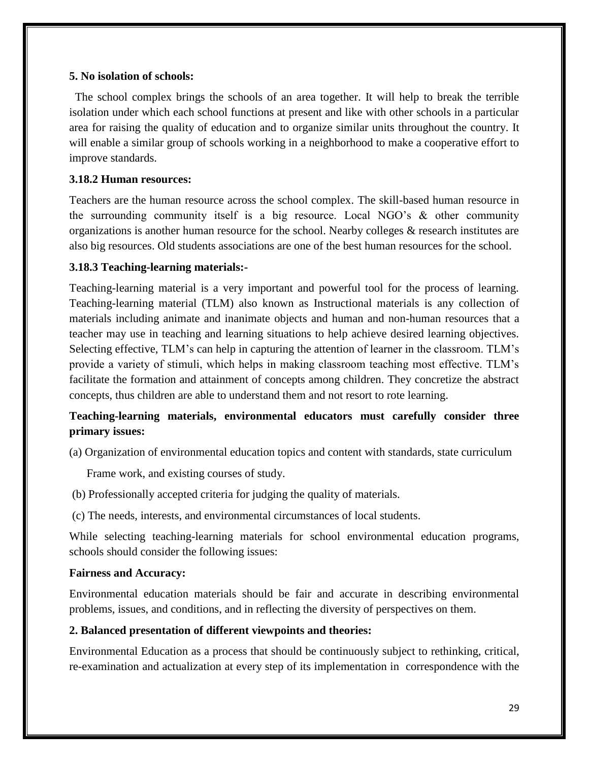**5. No isolation of schools:**

The school complex brings the schools of an area together. It will help to break the terrible isolation under which each school functions at present and like with other schools in a particular area for raising the quality of education and to organize similar units throughout the country. It will enable a similar group of schools working in a neighborhood to make a cooperative effort to improve standards.

### 3.18.2 Human resources:

Teachers are the human resource across the school complex. The skill-based human resource in the surrounding community itself is a big resource. Local NGO's & other community organizations is another human resource for the school. Nearby colleges & research institutes are also big resources. Old students associations are one of the best human resources for the school.

### 3.18.3 Teaching-learning materials:-

Teaching-learning material is a very important and powerful tool for the process of learning. Teaching-learning material (TLM) also known as Instructional materials is any collection of materials including animate and inanimate objects and human and non-human resources that a teacher may use in teaching and learning situations to help achieve desired learning objectives. Selecting effective, TLM's can help in capturing the attention of learner in the classroom. TLM's provide a variety of stimuli, which helps in making classroom teaching most effective. TLM's facilitate the formation and attainment of concepts among children. They concretize the abstract concepts, thus children are able to understand them and not resort to rote learning.

**Teaching-learning materials, environmental educators must carefully consider three primary issues:**

(a) Organization of environmental education topics and content with standards, state curriculum Frame work, and existing courses of study.

(b) Professionally accepted criteria for judging the quality of materials.

(c) The needs, interests, and environmental circumstances of local students.

While selecting teaching-learning materials for school environmental education programs, schools should consider the following issues:

**Fairness and Accuracy:**

Environmental education materials should be fair and accurate in describing environmental problems, issues, and conditions, and in reflecting the diversity of perspectives on them.

**2. Balanced presentation of different viewpoints and theories:**

Environmental Education as a process that should be continuously subject to rethinking, critical, re-examination and actualization at every step of its implementation in correspondence with the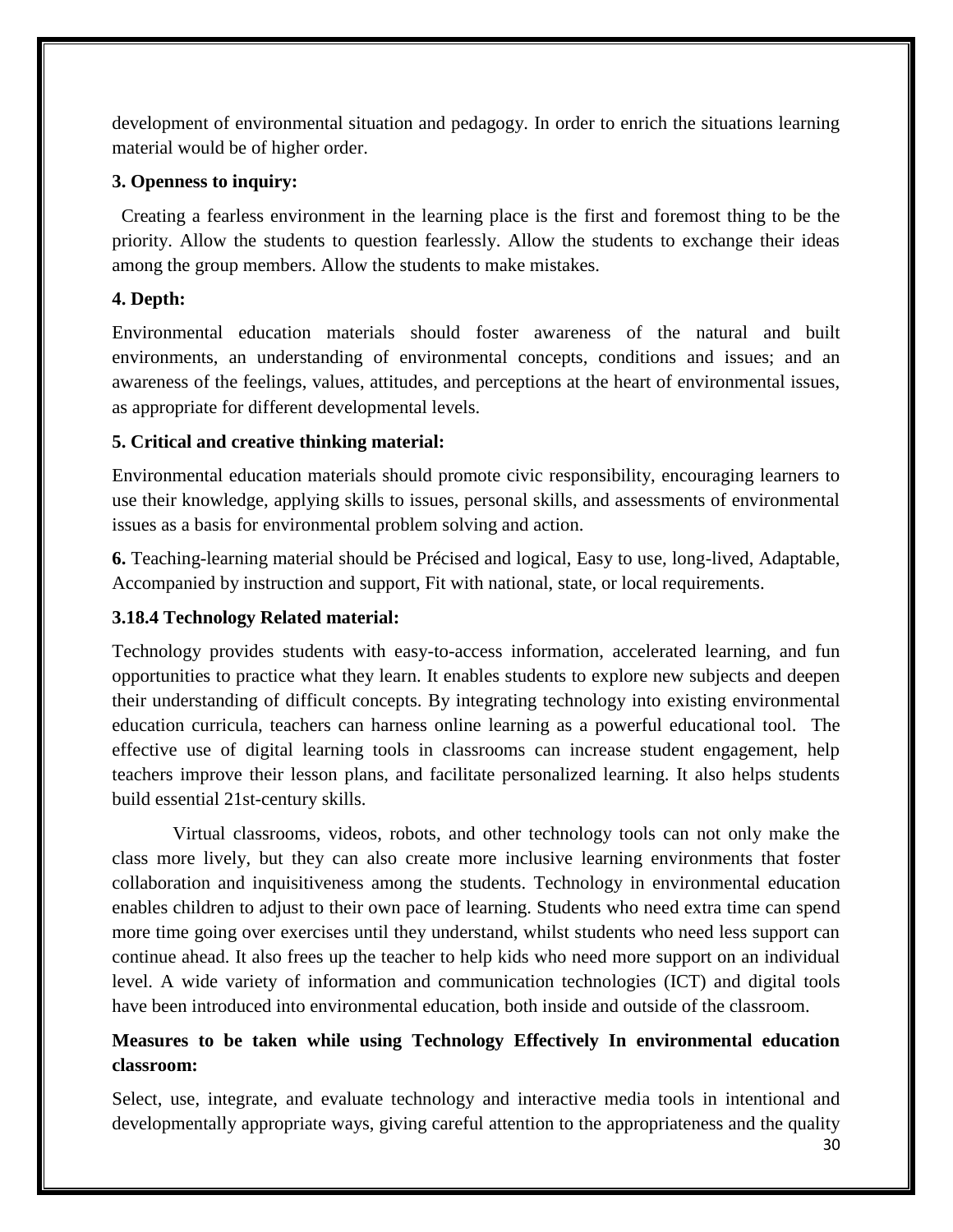development of environmental situation and pedagogy. In order to enrich the situations learning material would be of higher order.

**3. Openness to inquiry:**

Creating a fearless environment in the learning place is the first and foremost thing to be the priority. Allow the students to question fearlessly. Allow the students to exchange their ideas among the group members. Allow the students to make mistakes.

**4. Depth:**

Environmental education materials should foster awareness of the natural and built environments, an understanding of environmental concepts, conditions and issues; and an awareness of the feelings, values, attitudes, and perceptions at the heart of environmental issues, as appropriate for different developmental levels.

**5. Critical and creative thinking material:**

Environmental education materials should promote civic responsibility, encouraging learners to use their knowledge, applying skills to issues, personal skills, and assessments of environmental issues as a basis for environmental problem solving and action.

**6.** Teaching-learning material should be Précised and logical, Easy to use, long-lived, Adaptable, Accompanied by instruction and support, Fit with national, state, or local requirements.

### 3.18.4 Technology Related material:

Technology provides students with easy-to-access information, accelerated learning, and fun opportunities to practice what they learn. It enables students to explore new subjects and deepen their understanding of difficult concepts. By integrating technology into existing environmental education curricula, teachers can harness online learning as a powerful educational tool. The effective use of digital learning tools in classrooms can increase student engagement, help teachers improve their lesson plans, and facilitate personalized learning. It also helps students build essential 21st-century skills.

Virtual classrooms, videos, robots, and other technology tools can not only make the class more lively, but they can also create more inclusive learning environments that foster collaboration and inquisitiveness among the students. Technology in environmental education enables children to adjust to their own pace of learning. Students who need extra time can spend more time going over exercises until they understand, whilst students who need less support can continue ahead. It also frees up the teacher to help kids who need more support on an individual level. A wide variety of information and communication technologies (ICT) and digital tools have been introduced into environmental education, both inside and outside of the classroom.

**Measures to be taken while using Technology Effectively In environmental education classroom:**

Select, use, integrate, and evaluate technology and interactive media tools in intentional and developmentally appropriate ways, giving careful attention to the appropriateness and the quality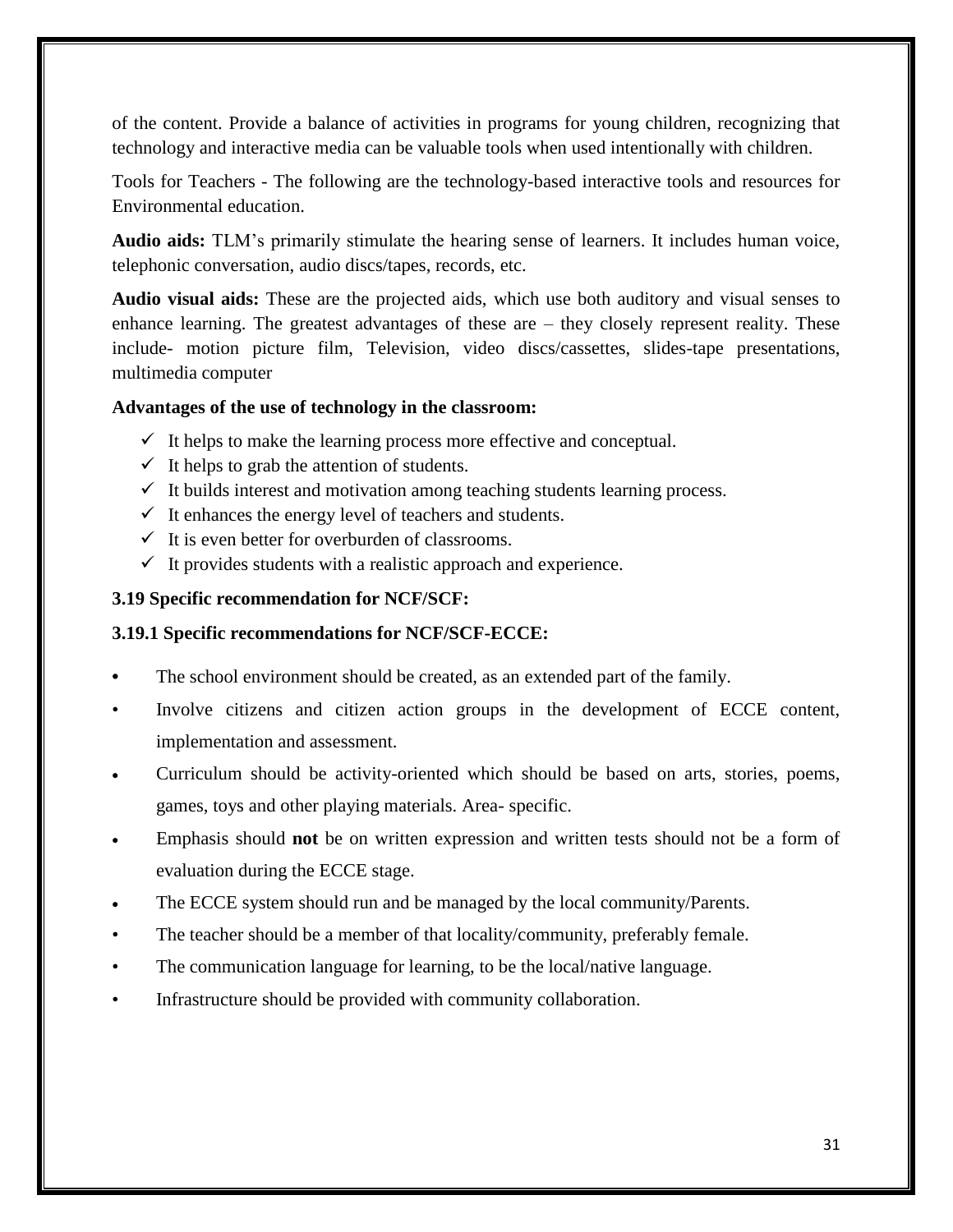of the content. Provide a balance of activities in programs for young children, recognizing that technology and interactive media can be valuable tools when used intentionally with children.

Tools for Teachers - The following are the technology-based interactive tools and resources for Environmental education.

**Audio aids:** TLM's primarily stimulate the hearing sense of learners. It includes human voice, telephonic conversation, audio discs/tapes, records, etc.

**Audio visual aids:** These are the projected aids, which use both auditory and visual senses to enhance learning. The greatest advantages of these are – they closely represent reality. These include- motion picture film, Television, video discs/cassettes, slides-tape presentations, multimedia computer

**Advantages of the use of technology in the classroom:**

- ✓ It helps to make the learning process more effective and conceptual.
- ✓ It helps to grab the attention of students.
- ✓ It builds interest and motivation among teaching students learning process.
- ✓ It enhances the energy level of teachers and students.
- ✓ It is even better for overburden of classrooms.
- ✓ It provides students with a realistic approach and experience.

### 3.19 Specific recommendation for NCF/SCF:

#### 3.19.1 Specific recommendations for NCF/SCF-ECCE:

- The school environment should be created, as an extended part of the family.
- Involve citizens and citizen action groups in the development of ECCE content, implementation and assessment.
- Curriculum should be activity-oriented which should be based on arts, stories, poems, games, toys and other playing materials. Area- specific.
- Emphasis should **not** be on written expression and written tests should not be a form of evaluation during the ECCE stage.
- The ECCE system should run and be managed by the local community/Parents.
- The teacher should be a member of that locality/community, preferably female.
- The communication language for learning, to be the local/native language.
- Infrastructure should be provided with community collaboration.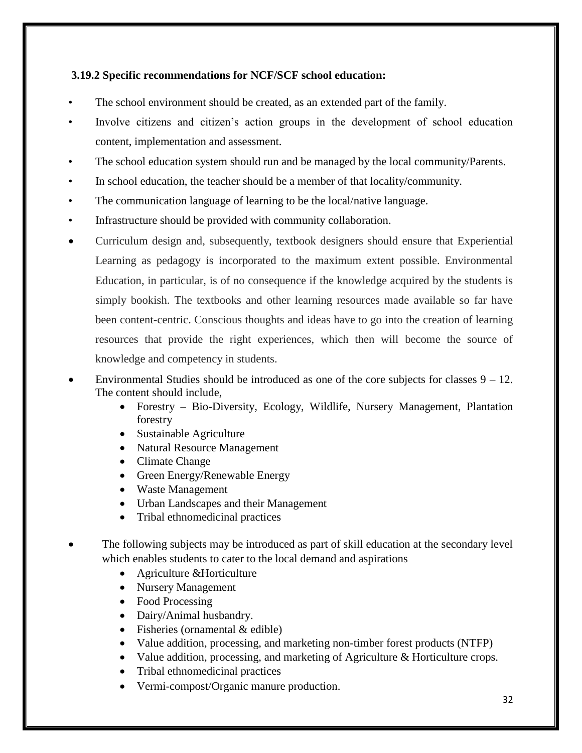### 3.19.2 Specific recommendations for NCF/SCF school education:

- The school environment should be created, as an extended part of the family.
- Involve citizens and citizen's action groups in the development of school education content, implementation and assessment.
- The school education system should run and be managed by the local community/Parents.
- In school education, the teacher should be a member of that locality/community.
- The communication language of learning to be the local/native language.
- Infrastructure should be provided with community collaboration.
- Curriculum design and, subsequently, textbook designers should ensure that Experiential Learning as pedagogy is incorporated to the maximum extent possible. Environmental Education, in particular, is of no consequence if the knowledge acquired by the students is simply bookish. The textbooks and other learning resources made available so far have been content-centric. Conscious thoughts and ideas have to go into the creation of learning resources that provide the right experiences, which then will become the source of knowledge and competency in students.
- Environmental Studies should be introduced as one of the core subjects for classes 9 – 12. The content should include,
  - Forestry – Bio-Diversity, Ecology, Wildlife, Nursery Management, Plantation forestry
  - Sustainable Agriculture
  - Natural Resource Management
  - Climate Change
  - Green Energy/Renewable Energy
  - Waste Management
  - Urban Landscapes and their Management
  - Tribal ethnomedicinal practices
- The following subjects may be introduced as part of skill education at the secondary level which enables students to cater to the local demand and aspirations
  - Agriculture &Horticulture
  - Nursery Management
  - Food Processing
  - Dairy/Animal husbandry.
  - Fisheries (ornamental & edible)
  - Value addition, processing, and marketing non-timber forest products (NTFP)
  - Value addition, processing, and marketing of Agriculture & Horticulture crops.
  - Tribal ethnomedicinal practices
  - Vermi-compost/Organic manure production.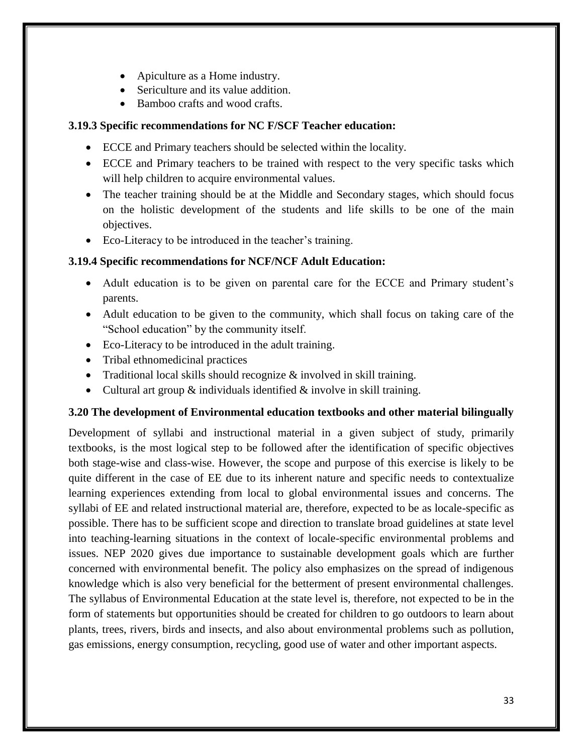- Apiculture as a Home industry.
- Sericulture and its value addition.
- Bamboo crafts and wood crafts.

### 3.19.3 Specific recommendations for NC F/SCF Teacher education:

- ECCE and Primary teachers should be selected within the locality.
- ECCE and Primary teachers to be trained with respect to the very specific tasks which will help children to acquire environmental values.
- The teacher training should be at the Middle and Secondary stages, which should focus on the holistic development of the students and life skills to be one of the main objectives.
- Eco-Literacy to be introduced in the teacher's training.

### 3.19.4 Specific recommendations for NCF/NCF Adult Education:

- Adult education is to be given on parental care for the ECCE and Primary student's parents.
- Adult education to be given to the community, which shall focus on taking care of the "School education" by the community itself.
- Eco-Literacy to be introduced in the adult training.
- Tribal ethnomedicinal practices
- Traditional local skills should recognize & involved in skill training.
- Cultural art group & individuals identified & involve in skill training.

## 3.20 The development of Environmental education textbooks and other material bilingually

Development of syllabi and instructional material in a given subject of study, primarily textbooks, is the most logical step to be followed after the identification of specific objectives both stage-wise and class-wise. However, the scope and purpose of this exercise is likely to be quite different in the case of EE due to its inherent nature and specific needs to contextualize learning experiences extending from local to global environmental issues and concerns. The syllabi of EE and related instructional material are, therefore, expected to be as locale-specific as possible. There has to be sufficient scope and direction to translate broad guidelines at state level into teaching-learning situations in the context of locale-specific environmental problems and issues. NEP 2020 gives due importance to sustainable development goals which are further concerned with environmental benefit. The policy also emphasizes on the spread of indigenous knowledge which is also very beneficial for the betterment of present environmental challenges. The syllabus of Environmental Education at the state level is, therefore, not expected to be in the form of statements but opportunities should be created for children to go outdoors to learn about plants, trees, rivers, birds and insects, and also about environmental problems such as pollution, gas emissions, energy consumption, recycling, good use of water and other important aspects.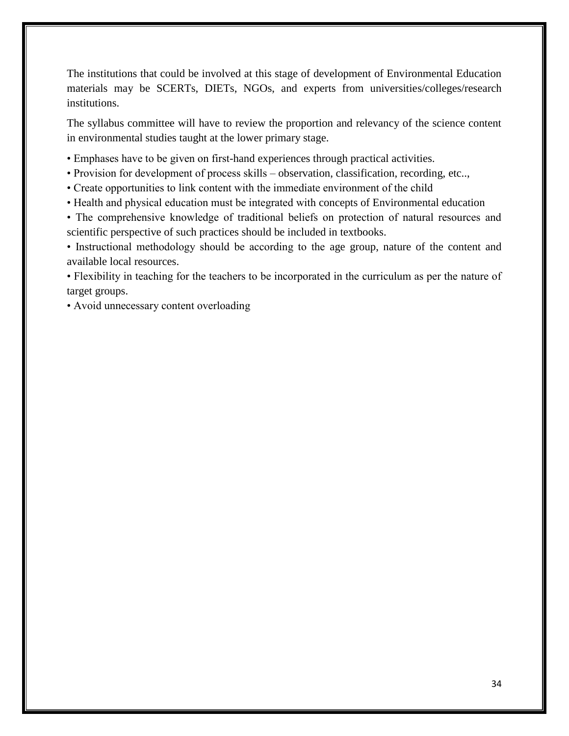The institutions that could be involved at this stage of development of Environmental Education materials may be SCERTs, DIETs, NGOs, and experts from universities/colleges/research institutions.

The syllabus committee will have to review the proportion and relevancy of the science content in environmental studies taught at the lower primary stage.

- Emphases have to be given on first-hand experiences through practical activities.
- Provision for development of process skills – observation, classification, recording, etc..,
- Create opportunities to link content with the immediate environment of the child
- Health and physical education must be integrated with concepts of Environmental education
- The comprehensive knowledge of traditional beliefs on protection of natural resources and scientific perspective of such practices should be included in textbooks.
- Instructional methodology should be according to the age group, nature of the content and available local resources.
- Flexibility in teaching for the teachers to be incorporated in the curriculum as per the nature of target groups.
- Avoid unnecessary content overloading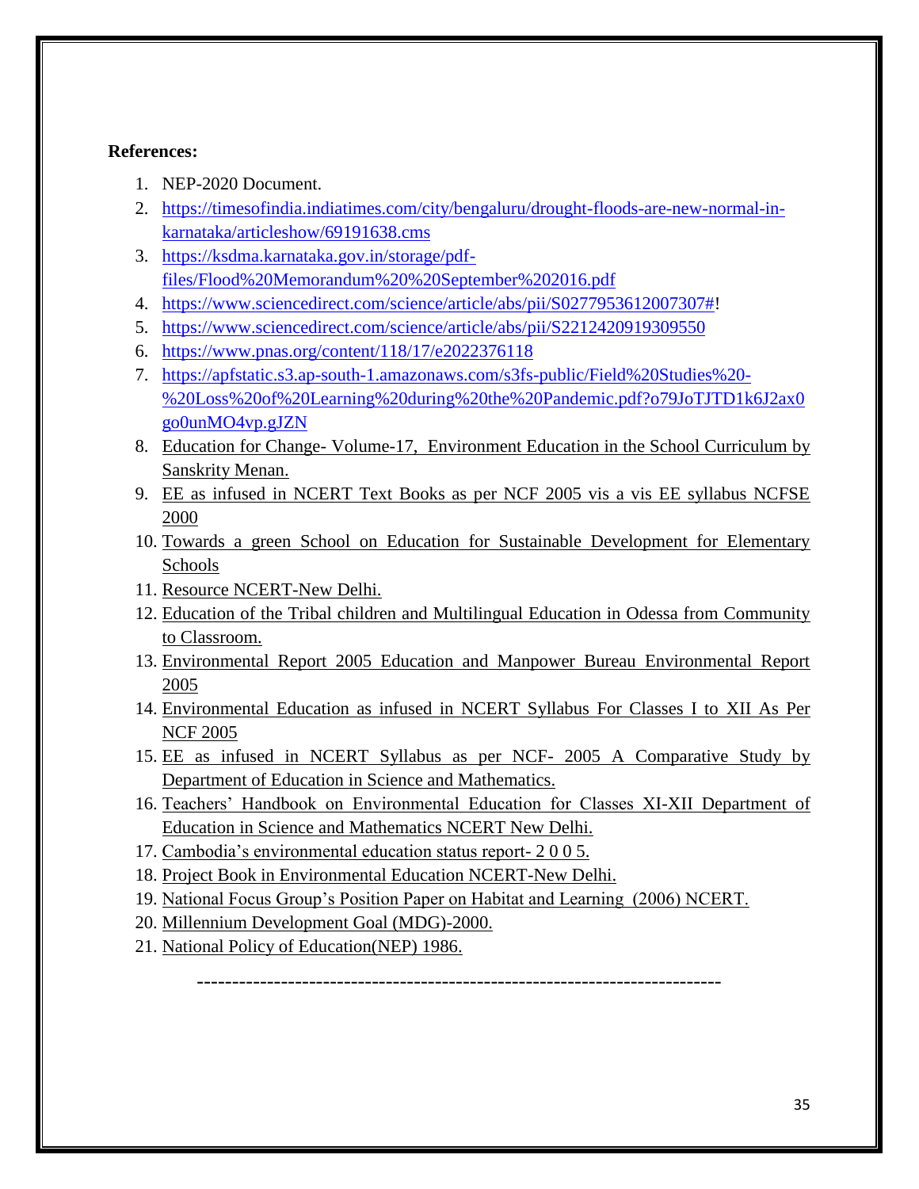**References:**

1. NEP-2020 Document.
2. https://timesofindia.indiatimes.com/city/bengaluru/drought-floods-are-new-normal-in-karnataka/articleshow/69191638.cms
3. https://ksdma.karnataka.gov.in/storage/pdf-files/Flood%20Memorandum%20%20September%202016.pdf
4. https://www.sciencedirect.com/science/article/abs/pii/S0277953612007307#!
5. https://www.sciencedirect.com/science/article/abs/pii/S2212420919309550
6. https://www.pnas.org/content/118/17/e2022376118
7. https://apfstatic.s3.ap-south-1.amazonaws.com/s3fs-public/Field%20Studies%20-%20Loss%20of%20Learning%20during%20the%20Pandemic.pdf?o79JoTJTD1k6J2ax0go0unMO4vp.gJZN
8. Education for Change- Volume-17, Environment Education in the School Curriculum by Sanskrity Menan.
9. EE as infused in NCERT Text Books as per NCF 2005 vis a vis EE syllabus NCFSE 2000
10. Towards a green School on Education for Sustainable Development for Elementary Schools
11. Resource NCERT-New Delhi.
12. Education of the Tribal children and Multilingual Education in Odessa from Community to Classroom.
13. Environmental Report 2005 Education and Manpower Bureau Environmental Report 2005
14. Environmental Education as infused in NCERT Syllabus For Classes I to XII As Per NCF 2005
15. EE as infused in NCERT Syllabus as per NCF- 2005 A Comparative Study by Department of Education in Science and Mathematics.
16. Teachers' Handbook on Environmental Education for Classes XI-XII Department of Education in Science and Mathematics NCERT New Delhi.
17. Cambodia's environmental education status report- 2 0 0 5.
18. Project Book in Environmental Education NCERT-New Delhi.
19. National Focus Group's Position Paper on Habitat and Learning (2006) NCERT.
20. Millennium Development Goal (MDG)-2000.
21. National Policy of Education(NEP) 1986.

---